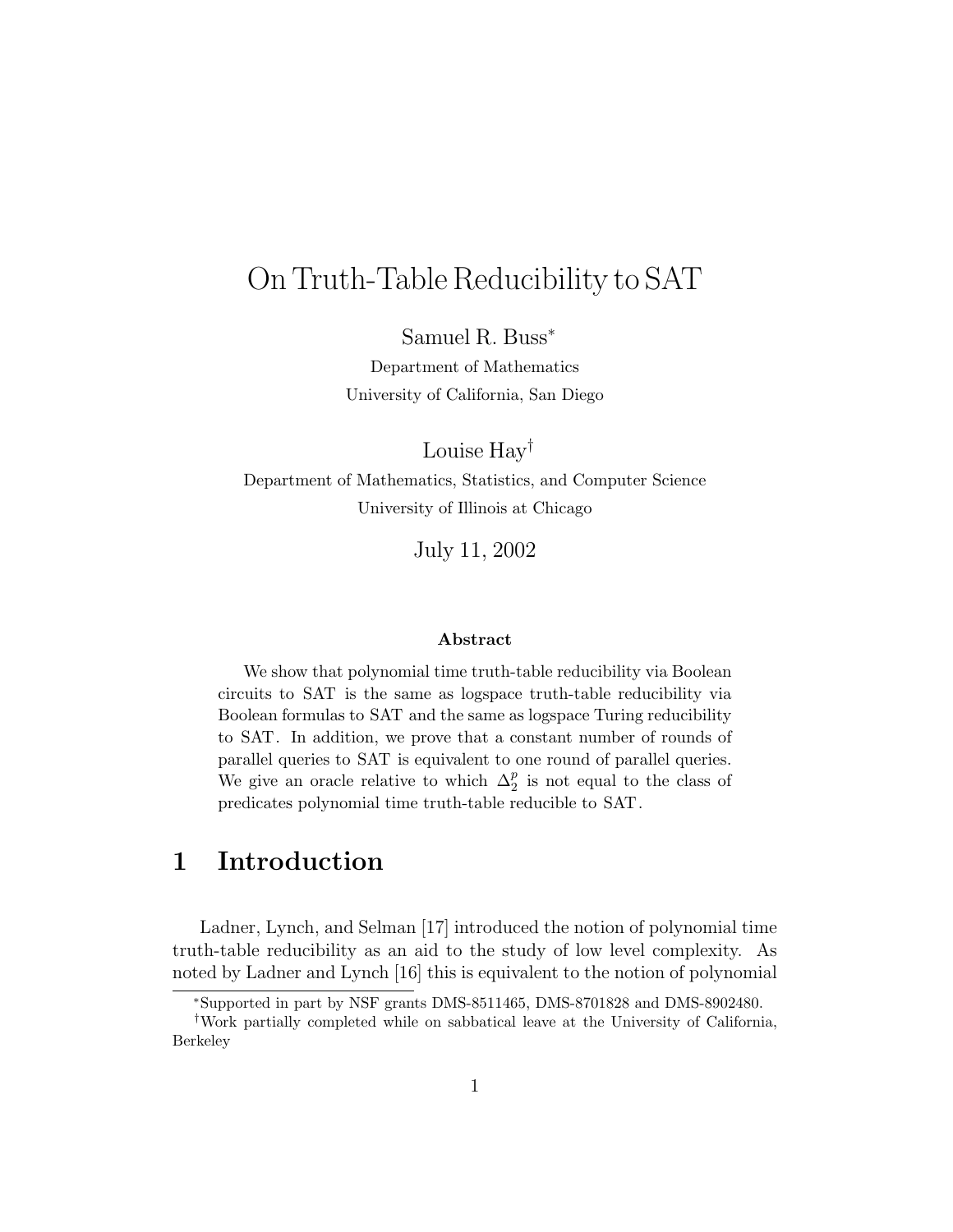# On Truth-Table Reducibility to SAT

Samuel R. Buss*

Department of Mathematics
University of California, San Diego

Louise Hay†

Department of Mathematics, Statistics, and Computer Science
University of Illinois at Chicago

July 11, 2002

### Abstract

We show that polynomial time truth-table reducibility via Boolean circuits to SAT is the same as logspace truth-table reducibility via Boolean formulas to SAT and the same as logspace Turing reducibility to SAT. In addition, we prove that a constant number of rounds of parallel queries to SAT is equivalent to one round of parallel queries. We give an oracle relative to which $\Delta_2^p$ is not equal to the class of predicates polynomial time truth-table reducible to SAT.

## 1 Introduction

Ladner, Lynch, and Selman [17] introduced the notion of polynomial time truth-table reducibility as an aid to the study of low level complexity. As noted by Ladner and Lynch [16] this is equivalent to the notion of polynomial

---

*Supported in part by NSF grants DMS-8511465, DMS-8701828 and DMS-8902480.

†Work partially completed while on sabbatical leave at the University of California, Berkeley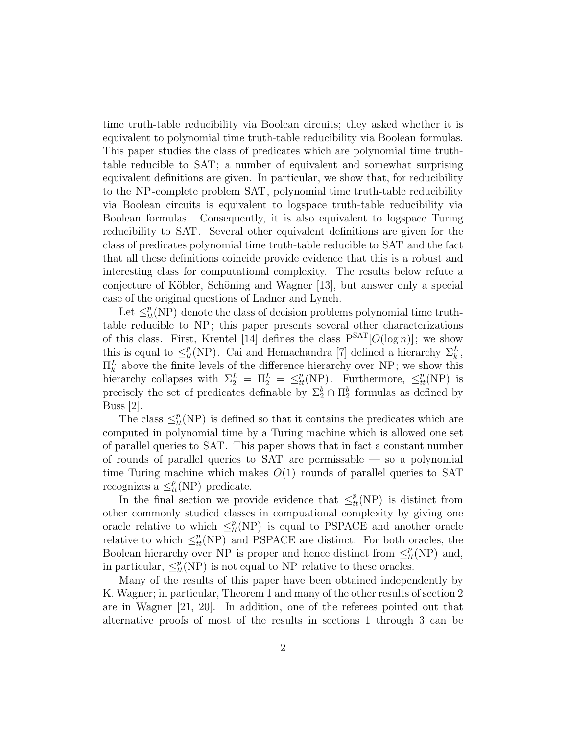time truth-table reducibility via Boolean circuits; they asked whether it is equivalent to polynomial time truth-table reducibility via Boolean formulas. This paper studies the class of predicates which are polynomial time truth-table reducible to SAT; a number of equivalent and somewhat surprising equivalent definitions are given. In particular, we show that, for reducibility to the NP-complete problem SAT, polynomial time truth-table reducibility via Boolean circuits is equivalent to logspace truth-table reducibility via Boolean formulas. Consequently, it is also equivalent to logspace Turing reducibility to SAT. Several other equivalent definitions are given for the class of predicates polynomial time truth-table reducible to SAT and the fact that all these definitions coincide provide evidence that this is a robust and interesting class for computational complexity. The results below refute a conjecture of Köbler, Schöning and Wagner [13], but answer only a special case of the original questions of Ladner and Lynch.

Let $\leq_{tt}^{p}(\mathrm{NP})$ denote the class of decision problems polynomial time truth-table reducible to NP; this paper presents several other characterizations of this class. First, Krentel [14] defines the class $\mathrm{P}^{\mathrm{SAT}}[O(\log n)]$; we show this is equal to $\leq_{tt}^{p}(\mathrm{NP})$. Cai and Hemachandra [7] defined a hierarchy $\Sigma_k^L$, $\Pi_k^L$ above the finite levels of the difference hierarchy over NP; we show this hierarchy collapses with $\Sigma_2^L = \Pi_2^L = \leq_{tt}^{p}(\mathrm{NP})$. Furthermore, $\leq_{tt}^{p}(\mathrm{NP})$ is precisely the set of predicates definable by $\Sigma_2^b \cap \Pi_2^b$ formulas as defined by Buss [2].

The class $\leq_{tt}^{p}(\mathrm{NP})$ is defined so that it contains the predicates which are computed in polynomial time by a Turing machine which is allowed one set of parallel queries to SAT. This paper shows that in fact a constant number of rounds of parallel queries to SAT are permissable — so a polynomial time Turing machine which makes $O(1)$ rounds of parallel queries to SAT recognizes a $\leq_{tt}^{p}(\mathrm{NP})$ predicate.

In the final section we provide evidence that $\leq_{tt}^{p}(\mathrm{NP})$ is distinct from other commonly studied classes in compuational complexity by giving one oracle relative to which $\leq_{tt}^{p}(\mathrm{NP})$ is equal to PSPACE and another oracle relative to which $\leq_{tt}^{p}(\mathrm{NP})$ and PSPACE are distinct. For both oracles, the Boolean hierarchy over NP is proper and hence distinct from $\leq_{tt}^{p}(\mathrm{NP})$ and, in particular, $\leq_{tt}^{p}(\mathrm{NP})$ is not equal to NP relative to these oracles.

Many of the results of this paper have been obtained independently by K. Wagner; in particular, Theorem 1 and many of the other results of section 2 are in Wagner [21, 20]. In addition, one of the referees pointed out that alternative proofs of most of the results in sections 1 through 3 can be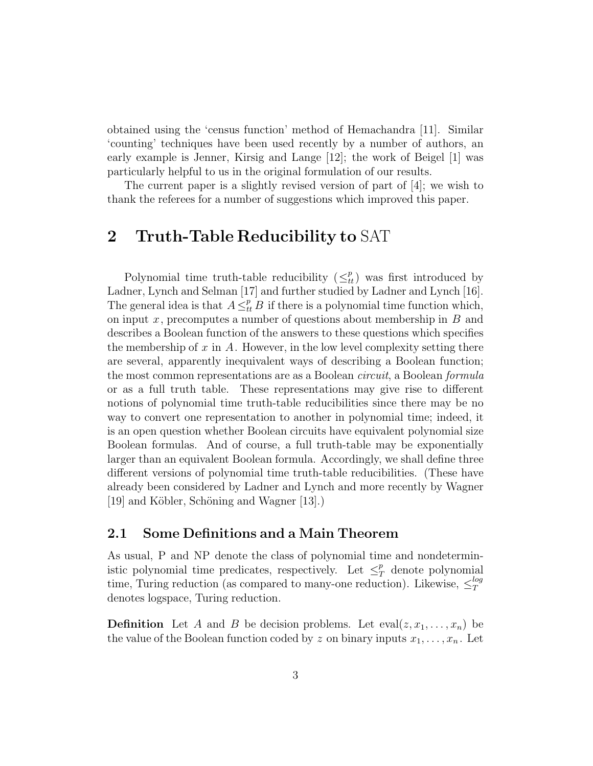obtained using the 'census function' method of Hemachandra [11]. Similar 'counting' techniques have been used recently by a number of authors, an early example is Jenner, Kirsig and Lange [12]; the work of Beigel [1] was particularly helpful to us in the original formulation of our results.

The current paper is a slightly revised version of part of [4]; we wish to thank the referees for a number of suggestions which improved this paper.

## 2 Truth-Table Reducibility to SAT

Polynomial time truth-table reducibility ($\leq_{tt}^{p}$) was first introduced by Ladner, Lynch and Selman [17] and further studied by Ladner and Lynch [16]. The general idea is that $A \leq_{tt}^{p} B$ if there is a polynomial time function which, on input $x$, precomputes a number of questions about membership in $B$ and describes a Boolean function of the answers to these questions which specifies the membership of $x$ in $A$. However, in the low level complexity setting there are several, apparently inequivalent ways of describing a Boolean function; the most common representations are as a Boolean *circuit*, a Boolean *formula* or as a full truth table. These representations may give rise to different notions of polynomial time truth-table reducibilities since there may be no way to convert one representation to another in polynomial time; indeed, it is an open question whether Boolean circuits have equivalent polynomial size Boolean formulas. And of course, a full truth-table may be exponentially larger than an equivalent Boolean formula. Accordingly, we shall define three different versions of polynomial time truth-table reducibilities. (These have already been considered by Ladner and Lynch and more recently by Wagner [19] and Köbler, Schöning and Wagner [13].)

### 2.1 Some Definitions and a Main Theorem

As usual, P and NP denote the class of polynomial time and nondeterministic polynomial time predicates, respectively. Let $\leq_{T}^{p}$ denote polynomial time, Turing reduction (as compared to many-one reduction). Likewise, $\leq_{T}^{log}$ denotes logspace, Turing reduction.

**Definition** Let $A$ and $B$ be decision problems. Let $\text{eval}(z, x_1, \ldots, x_n)$ be the value of the Boolean function coded by $z$ on binary inputs $x_1, \ldots, x_n$. Let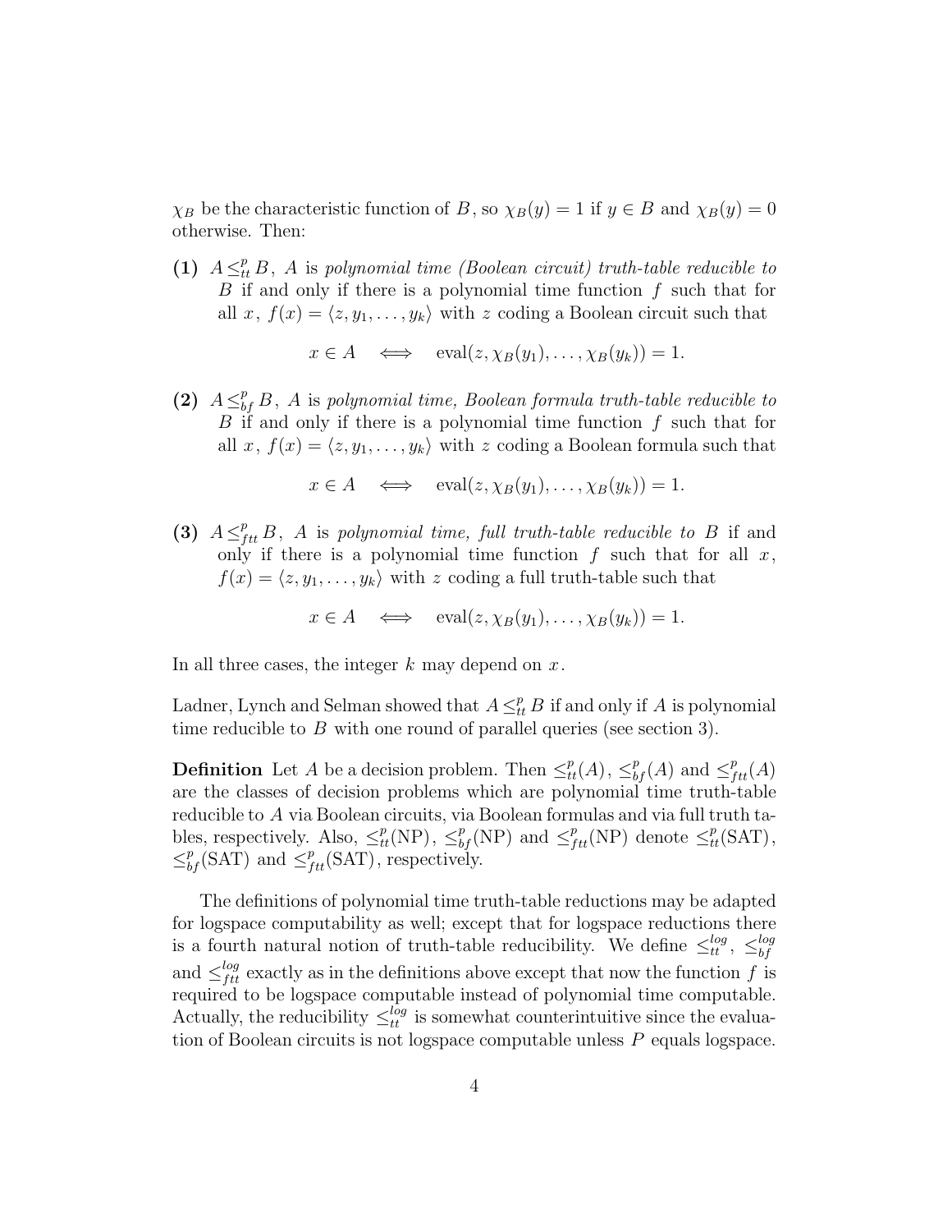$\chi_B$ be the characteristic function of $B$, so $\chi_B(y) = 1$ if $y \in B$ and $\chi_B(y) = 0$ otherwise. Then:

**(1)** $A \leq_{tt}^{p} B$, $A$ is *polynomial time (Boolean circuit) truth-table reducible to* $B$ if and only if there is a polynomial time function $f$ such that for all $x$, $f(x) = \langle z, y_1, \ldots, y_k \rangle$ with $z$ coding a Boolean circuit such that

$$x \in A \quad \Longleftrightarrow \quad \text{eval}(z, \chi_B(y_1), \ldots, \chi_B(y_k)) = 1.$$

**(2)** $A \leq_{bf}^{p} B$, $A$ is *polynomial time, Boolean formula truth-table reducible to* $B$ if and only if there is a polynomial time function $f$ such that for all $x$, $f(x) = \langle z, y_1, \ldots, y_k \rangle$ with $z$ coding a Boolean formula such that

$$x \in A \quad \Longleftrightarrow \quad \text{eval}(z, \chi_B(y_1), \ldots, \chi_B(y_k)) = 1.$$

**(3)** $A \leq_{ftt}^{p} B$, $A$ is *polynomial time, full truth-table reducible to* $B$ if and only if there is a polynomial time function $f$ such that for all $x$, $f(x) = \langle z, y_1, \ldots, y_k \rangle$ with $z$ coding a full truth-table such that

$$x \in A \quad \Longleftrightarrow \quad \text{eval}(z, \chi_B(y_1), \ldots, \chi_B(y_k)) = 1.$$

In all three cases, the integer $k$ may depend on $x$.

Ladner, Lynch and Selman showed that $A \leq_{tt}^{p} B$ if and only if $A$ is polynomial time reducible to $B$ with one round of parallel queries (see section 3).

**Definition** Let $A$ be a decision problem. Then $\leq_{tt}^{p}(A)$, $\leq_{bf}^{p}(A)$ and $\leq_{ftt}^{p}(A)$ are the classes of decision problems which are polynomial time truth-table reducible to $A$ via Boolean circuits, via Boolean formulas and via full truth tables, respectively. Also, $\leq_{tt}^{p}(\text{NP})$, $\leq_{bf}^{p}(\text{NP})$ and $\leq_{ftt}^{p}(\text{NP})$ denote $\leq_{tt}^{p}(\text{SAT})$, $\leq_{bf}^{p}(\text{SAT})$ and $\leq_{ftt}^{p}(\text{SAT})$, respectively.

The definitions of polynomial time truth-table reductions may be adapted for logspace computability as well; except that for logspace reductions there is a fourth natural notion of truth-table reducibility. We define $\leq_{tt}^{log}$, $\leq_{bf}^{log}$ and $\leq_{ftt}^{log}$ exactly as in the definitions above except that now the function $f$ is required to be logspace computable instead of polynomial time computable. Actually, the reducibility $\leq_{tt}^{log}$ is somewhat counterintuitive since the evaluation of Boolean circuits is not logspace computable unless $P$ equals logspace.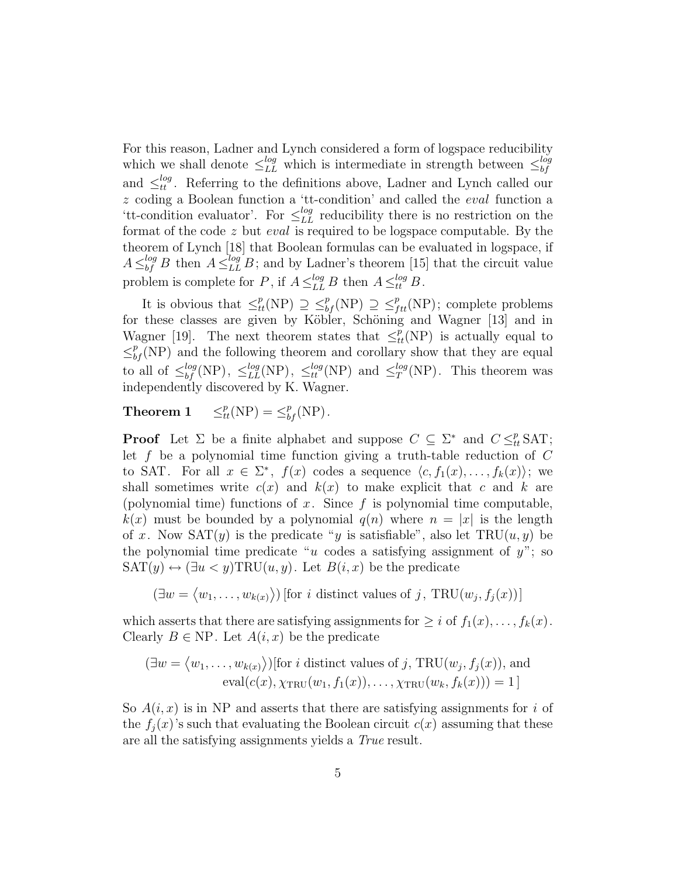For this reason, Ladner and Lynch considered a form of logspace reducibility which we shall denote $\leq_{LL}^{log}$ which is intermediate in strength between $\leq_{bf}^{log}$ and $\leq_{tt}^{log}$. Referring to the definitions above, Ladner and Lynch called our $z$ coding a Boolean function a 'tt-condition' and called the *eval* function a 'tt-condition evaluator'. For $\leq_{LL}^{log}$ reducibility there is no restriction on the format of the code $z$ but *eval* is required to be logspace computable. By the theorem of Lynch [18] that Boolean formulas can be evaluated in logspace, if $A \leq_{bf}^{log} B$ then $A \leq_{LL}^{log} B$; and by Ladner's theorem [15] that the circuit value problem is complete for $P$, if $A \leq_{LL}^{log} B$ then $A \leq_{tt}^{log} B$.

It is obvious that $\leq_{tt}^{p}(\mathrm{NP}) \supseteq \leq_{bf}^{p}(\mathrm{NP}) \supseteq \leq_{ftt}^{p}(\mathrm{NP})$; complete problems for these classes are given by Köbler, Schöning and Wagner [13] and in Wagner [19]. The next theorem states that $\leq_{tt}^{p}(\mathrm{NP})$ is actually equal to $\leq_{bf}^{p}(\mathrm{NP})$ and the following theorem and corollary show that they are equal to all of $\leq_{bf}^{log}(\mathrm{NP})$, $\leq_{LL}^{log}(\mathrm{NP})$, $\leq_{tt}^{log}(\mathrm{NP})$ and $\leq_{T}^{log}(\mathrm{NP})$. This theorem was independently discovered by K. Wagner.

**Theorem 1** $\quad \leq_{tt}^{p}(\mathrm{NP}) = \leq_{bf}^{p}(\mathrm{NP})$.

**Proof** Let $\Sigma$ be a finite alphabet and suppose $C \subseteq \Sigma^*$ and $C \leq_{tt}^{p} \mathrm{SAT}$; let $f$ be a polynomial time function giving a truth-table reduction of $C$ to SAT. For all $x \in \Sigma^*$, $f(x)$ codes a sequence $\langle c, f_1(x), \ldots, f_k(x)\rangle$; we shall sometimes write $c(x)$ and $k(x)$ to make explicit that $c$ and $k$ are (polynomial time) functions of $x$. Since $f$ is polynomial time computable, $k(x)$ must be bounded by a polynomial $q(n)$ where $n = |x|$ is the length of $x$. Now $\mathrm{SAT}(y)$ is the predicate "$y$ is satisfiable", also let $\mathrm{TRU}(u, y)$ be the polynomial time predicate "$u$ codes a satisfying assignment of $y$"; so $\mathrm{SAT}(y) \leftrightarrow (\exists u < y)\mathrm{TRU}(u, y)$. Let $B(i, x)$ be the predicate

$$(\exists w = \langle w_1, \ldots, w_{k(x)}\rangle)\,[\text{for } i \text{ distinct values of } j,\ \mathrm{TRU}(w_j, f_j(x))]$$

which asserts that there are satisfying assignments for $\geq i$ of $f_1(x), \ldots, f_k(x)$. Clearly $B \in \mathrm{NP}$. Let $A(i, x)$ be the predicate

$$(\exists w = \langle w_1, \ldots, w_{k(x)}\rangle)[\text{for } i \text{ distinct values of } j,\ \mathrm{TRU}(w_j, f_j(x)), \text{ and } \\ \mathrm{eval}(c(x), \chi_{\mathrm{TRU}}(w_1, f_1(x)), \ldots, \chi_{\mathrm{TRU}}(w_k, f_k(x))) = 1\,]$$

So $A(i, x)$ is in NP and asserts that there are satisfying assignments for $i$ of the $f_j(x)$'s such that evaluating the Boolean circuit $c(x)$ assuming that these are all the satisfying assignments yields a *True* result.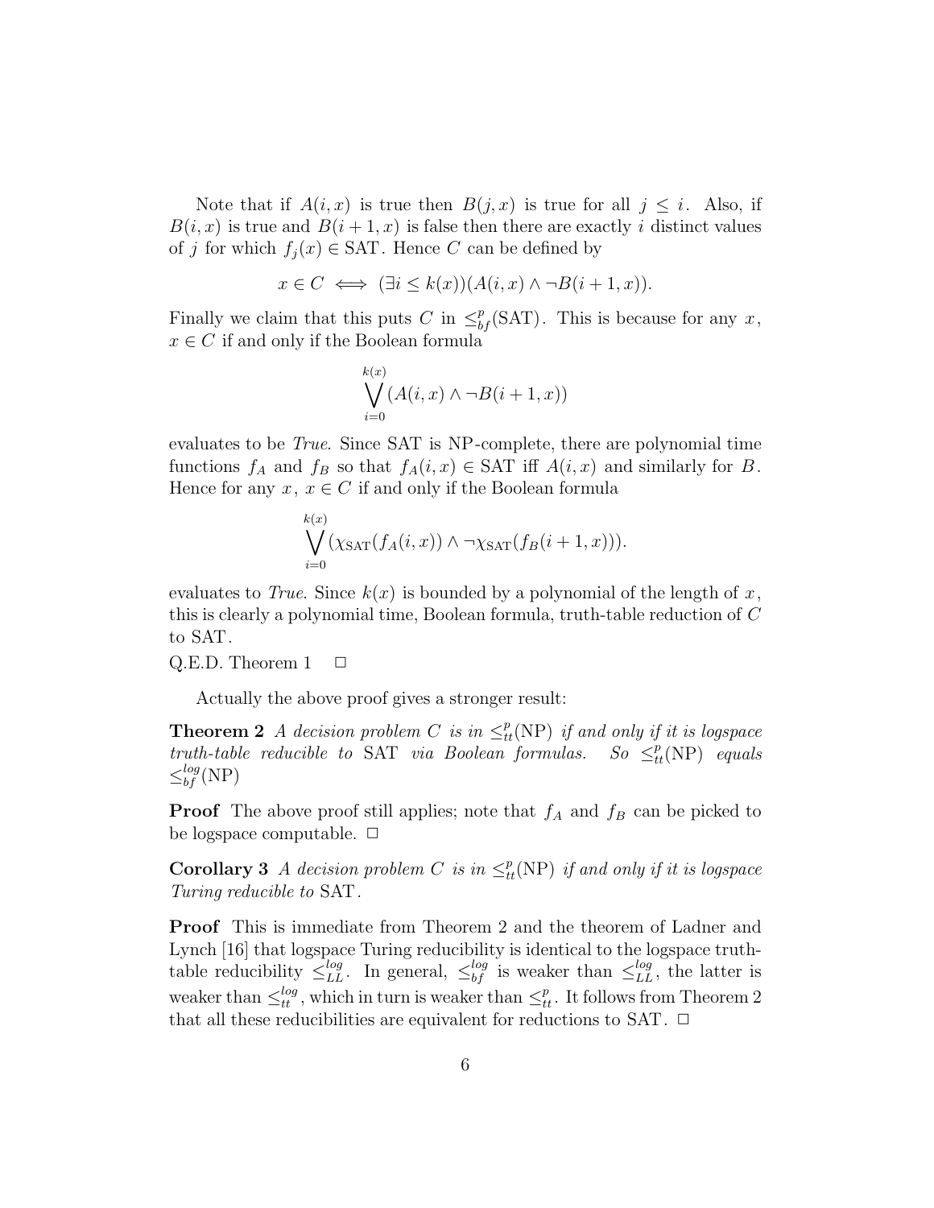Note that if $A(i,x)$ is true then $B(j,x)$ is true for all $j \leq i$. Also, if $B(i,x)$ is true and $B(i+1,x)$ is false then there are exactly $i$ distinct values of $j$ for which $f_j(x) \in \mathrm{SAT}$. Hence $C$ can be defined by

$$x \in C \iff (\exists i \leq k(x))(A(i,x) \wedge \neg B(i+1,x)).$$

Finally we claim that this puts $C$ in $\leq_{bf}^{p}(\mathrm{SAT})$. This is because for any $x$, $x \in C$ if and only if the Boolean formula

$$\bigvee_{i=0}^{k(x)} (A(i,x) \wedge \neg B(i+1,x))$$

evaluates to be *True*. Since SAT is NP-complete, there are polynomial time functions $f_A$ and $f_B$ so that $f_A(i,x) \in \mathrm{SAT}$ iff $A(i,x)$ and similarly for $B$. Hence for any $x$, $x \in C$ if and only if the Boolean formula

$$\bigvee_{i=0}^{k(x)} (\chi_{\mathrm{SAT}}(f_A(i,x)) \wedge \neg \chi_{\mathrm{SAT}}(f_B(i+1,x))).$$

evaluates to *True*. Since $k(x)$ is bounded by a polynomial of the length of $x$, this is clearly a polynomial time, Boolean formula, truth-table reduction of $C$ to SAT.

Q.E.D. Theorem 1 $\Box$

Actually the above proof gives a stronger result:

**Theorem 2** *A decision problem $C$ is in $\leq_{tt}^{p}(\mathrm{NP})$ if and only if it is logspace truth-table reducible to* SAT *via Boolean formulas. So $\leq_{tt}^{p}(\mathrm{NP})$ equals $\leq_{bf}^{log}(\mathrm{NP})$*

**Proof** The above proof still applies; note that $f_A$ and $f_B$ can be picked to be logspace computable. $\Box$

**Corollary 3** *A decision problem $C$ is in $\leq_{tt}^{p}(\mathrm{NP})$ if and only if it is logspace Turing reducible to* SAT.

**Proof** This is immediate from Theorem 2 and the theorem of Ladner and Lynch [16] that logspace Turing reducibility is identical to the logspace truth-table reducibility $\leq_{LL}^{log}$. In general, $\leq_{bf}^{log}$ is weaker than $\leq_{LL}^{log}$, the latter is weaker than $\leq_{tt}^{log}$, which in turn is weaker than $\leq_{tt}^{p}$. It follows from Theorem 2 that all these reducibilities are equivalent for reductions to SAT. $\Box$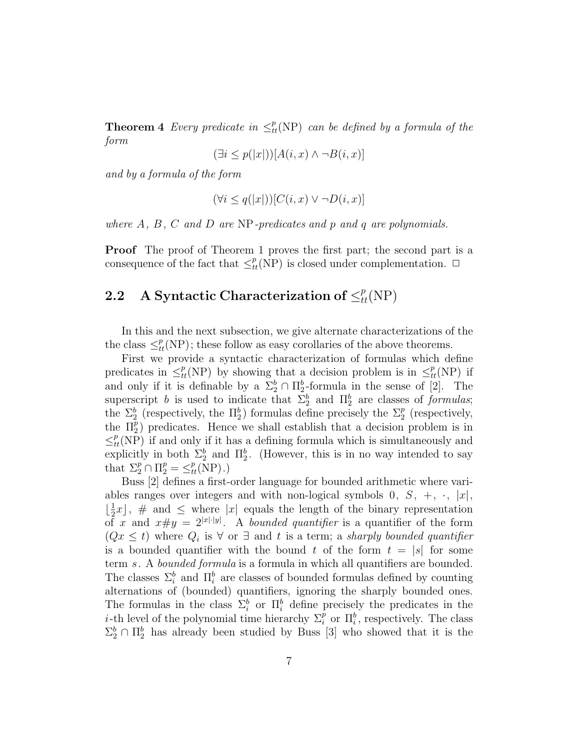**Theorem 4** *Every predicate in $\leq_{tt}^p(\mathrm{NP})$ can be defined by a formula of the form*

$$(\exists i \leq p(|x|))[A(i,x) \wedge \neg B(i,x)]$$

*and by a formula of the form*

$$(\forall i \leq q(|x|))[C(i,x) \vee \neg D(i,x)]$$

*where $A$, $B$, $C$ and $D$ are* NP*-predicates and $p$ and $q$ are polynomials.*

**Proof** The proof of Theorem 1 proves the first part; the second part is a consequence of the fact that $\leq_{tt}^p(\mathrm{NP})$ is closed under complementation. $\Box$

## 2.2 A Syntactic Characterization of $\leq_{tt}^p(\mathrm{NP})$

In this and the next subsection, we give alternate characterizations of the the class $\leq_{tt}^p(\mathrm{NP})$; these follow as easy corollaries of the above theorems.

First we provide a syntactic characterization of formulas which define predicates in $\leq_{tt}^p(\mathrm{NP})$ by showing that a decision problem is in $\leq_{tt}^p(\mathrm{NP})$ if and only if it is definable by a $\Sigma_2^b \cap \Pi_2^b$-formula in the sense of [2]. The superscript $b$ is used to indicate that $\Sigma_2^b$ and $\Pi_2^b$ are classes of *formulas*; the $\Sigma_2^b$ (respectively, the $\Pi_2^b$) formulas define precisely the $\Sigma_2^p$ (respectively, the $\Pi_2^p$) predicates. Hence we shall establish that a decision problem is in $\leq_{tt}^p(\mathrm{NP})$ if and only if it has a defining formula which is simultaneously and explicitly in both $\Sigma_2^b$ and $\Pi_2^b$. (However, this is in no way intended to say that $\Sigma_2^p \cap \Pi_2^p = \leq_{tt}^p(\mathrm{NP})$.)

Buss [2] defines a first-order language for bounded arithmetic where variables ranges over integers and with non-logical symbols $0$, $S$, $+$, $\cdot$, $|x|$, $\lfloor \frac{1}{2}x \rfloor$, $\#$ and $\leq$ where $|x|$ equals the length of the binary representation of $x$ and $x \# y = 2^{|x| \cdot |y|}$. A *bounded quantifier* is a quantifier of the form $(Qx \leq t)$ where $Q_i$ is $\forall$ or $\exists$ and $t$ is a term; a *sharply bounded quantifier* is a bounded quantifier with the bound $t$ of the form $t = |s|$ for some term $s$. A *bounded formula* is a formula in which all quantifiers are bounded. The classes $\Sigma_i^b$ and $\Pi_i^b$ are classes of bounded formulas defined by counting alternations of (bounded) quantifiers, ignoring the sharply bounded ones. The formulas in the class $\Sigma_i^b$ or $\Pi_i^b$ define precisely the predicates in the $i$-th level of the polynomial time hierarchy $\Sigma_i^p$ or $\Pi_i^b$, respectively. The class $\Sigma_2^b \cap \Pi_2^b$ has already been studied by Buss [3] who showed that it is the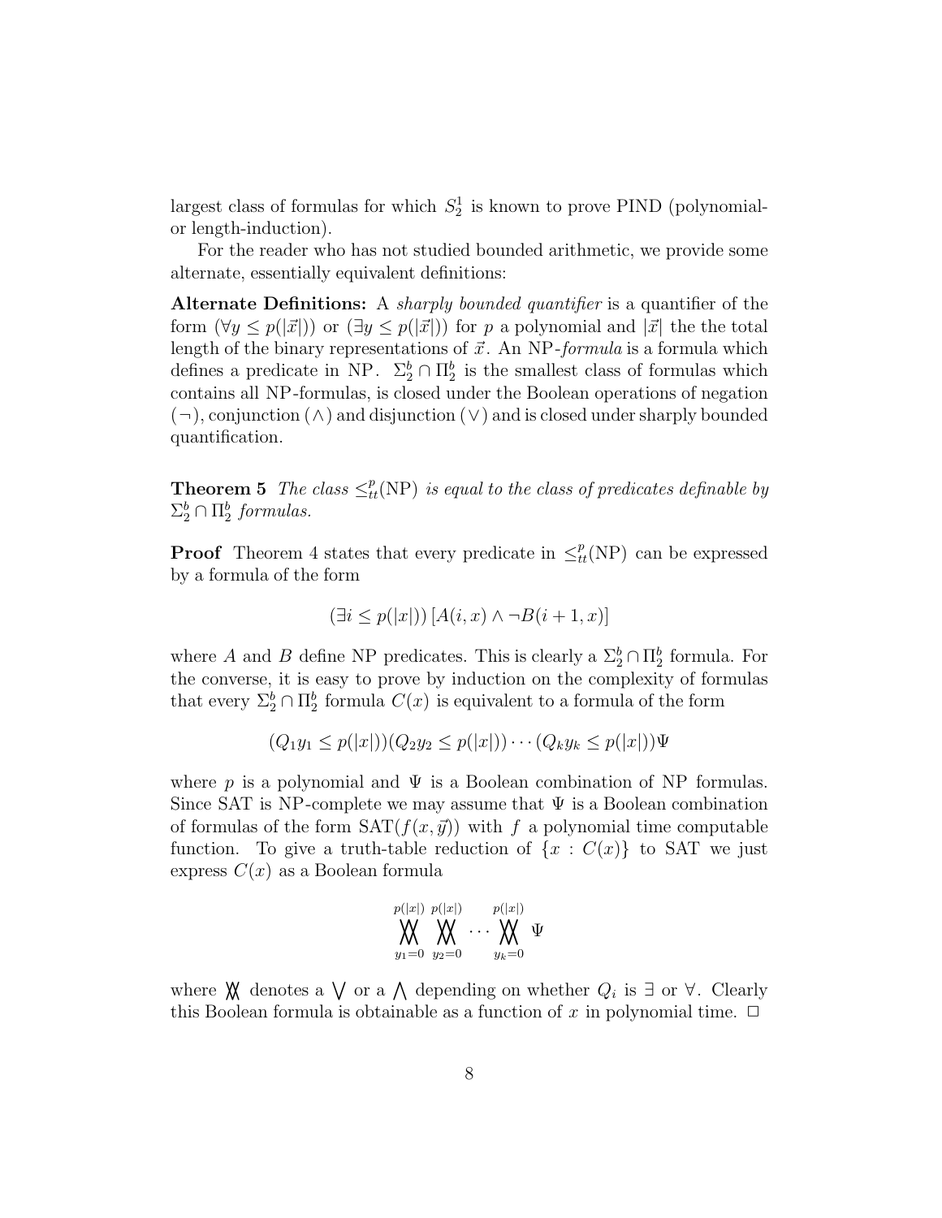largest class of formulas for which $S^1_2$ is known to prove PIND (polynomial- or length-induction).

For the reader who has not studied bounded arithmetic, we provide some alternate, essentially equivalent definitions:

**Alternate Definitions:** A *sharply bounded quantifier* is a quantifier of the form $(\forall y \leq p(|\vec{x}|))$ or $(\exists y \leq p(|\vec{x}|))$ for $p$ a polynomial and $|\vec{x}|$ the the total length of the binary representations of $\vec{x}$. An NP*-formula* is a formula which defines a predicate in NP. $\Sigma^b_2 \cap \Pi^b_2$ is the smallest class of formulas which contains all NP-formulas, is closed under the Boolean operations of negation $(\neg)$, conjunction $(\wedge)$ and disjunction $(\vee)$ and is closed under sharply bounded quantification.

**Theorem 5** *The class $\leq^p_{tt}(\mathrm{NP})$ is equal to the class of predicates definable by $\Sigma^b_2 \cap \Pi^b_2$ formulas.*

**Proof** Theorem 4 states that every predicate in $\leq^p_{tt}(\mathrm{NP})$ can be expressed by a formula of the form

$$(\exists i \leq p(|x|))\,[A(i,x) \wedge \neg B(i+1,x)]$$

where $A$ and $B$ define NP predicates. This is clearly a $\Sigma^b_2 \cap \Pi^b_2$ formula. For the converse, it is easy to prove by induction on the complexity of formulas that every $\Sigma^b_2 \cap \Pi^b_2$ formula $C(x)$ is equivalent to a formula of the form

$$(Q_1 y_1 \leq p(|x|))(Q_2 y_2 \leq p(|x|)) \cdots (Q_k y_k \leq p(|x|))\Psi$$

where $p$ is a polynomial and $\Psi$ is a Boolean combination of NP formulas. Since SAT is NP-complete we may assume that $\Psi$ is a Boolean combination of formulas of the form $\mathrm{SAT}(f(x,\vec{y}))$ with $f$ a polynomial time computable function. To give a truth-table reduction of $\{x : C(x)\}$ to SAT we just express $C(x)$ as a Boolean formula

$$\mathop{\bigvee\!\!\!\!\bigwedge}_{y_1=0}^{p(|x|)} \mathop{\bigvee\!\!\!\!\bigwedge}_{y_2=0}^{p(|x|)} \cdots \mathop{\bigvee\!\!\!\!\bigwedge}_{y_k=0}^{p(|x|)} \Psi$$

where $\bigvee\!\!\!\!\bigwedge$ denotes a $\bigvee$ or a $\bigwedge$ depending on whether $Q_i$ is $\exists$ or $\forall$. Clearly this Boolean formula is obtainable as a function of $x$ in polynomial time. $\Box$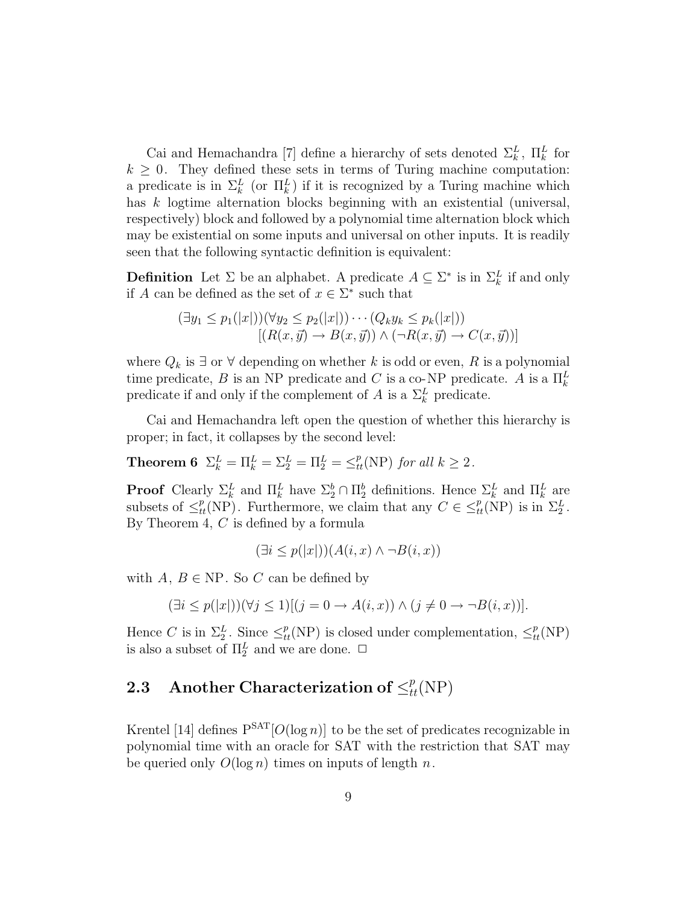Cai and Hemachandra [7] define a hierarchy of sets denoted $\Sigma_k^L$, $\Pi_k^L$ for $k \geq 0$. They defined these sets in terms of Turing machine computation: a predicate is in $\Sigma_k^L$ (or $\Pi_k^L$) if it is recognized by a Turing machine which has $k$ logtime alternation blocks beginning with an existential (universal, respectively) block and followed by a polynomial time alternation block which may be existential on some inputs and universal on other inputs. It is readily seen that the following syntactic definition is equivalent:

**Definition** Let $\Sigma$ be an alphabet. A predicate $A \subseteq \Sigma^*$ is in $\Sigma_k^L$ if and only if $A$ can be defined as the set of $x \in \Sigma^*$ such that

$$(\exists y_1 \leq p_1(|x|))(\forall y_2 \leq p_2(|x|)) \cdots (Q_k y_k \leq p_k(|x|))$$
$$[(R(x,\vec{y}) \rightarrow B(x,\vec{y})) \wedge (\neg R(x,\vec{y}) \rightarrow C(x,\vec{y}))]$$

where $Q_k$ is $\exists$ or $\forall$ depending on whether $k$ is odd or even, $R$ is a polynomial time predicate, $B$ is an NP predicate and $C$ is a co-NP predicate. $A$ is a $\Pi_k^L$ predicate if and only if the complement of $A$ is a $\Sigma_k^L$ predicate.

Cai and Hemachandra left open the question of whether this hierarchy is proper; in fact, it collapses by the second level:

**Theorem 6** *$\Sigma_k^L = \Pi_k^L = \Sigma_2^L = \Pi_2^L = \leq_{tt}^p(\mathrm{NP})$ for all $k \geq 2$.*

**Proof** Clearly $\Sigma_k^L$ and $\Pi_k^L$ have $\Sigma_2^b \cap \Pi_2^b$ definitions. Hence $\Sigma_k^L$ and $\Pi_k^L$ are subsets of $\leq_{tt}^p(\mathrm{NP})$. Furthermore, we claim that any $C \in \leq_{tt}^p(\mathrm{NP})$ is in $\Sigma_2^L$. By Theorem 4, $C$ is defined by a formula

$$(\exists i \leq p(|x|))(A(i,x) \wedge \neg B(i,x))$$

with $A$, $B \in \mathrm{NP}$. So $C$ can be defined by

$$(\exists i \leq p(|x|))(\forall j \leq 1)[(j = 0 \rightarrow A(i,x)) \wedge (j \neq 0 \rightarrow \neg B(i,x))].$$

Hence $C$ is in $\Sigma_2^L$. Since $\leq_{tt}^p(\mathrm{NP})$ is closed under complementation, $\leq_{tt}^p(\mathrm{NP})$ is also a subset of $\Pi_2^L$ and we are done. □

## 2.3 Another Characterization of $\leq_{tt}^p(\mathrm{NP})$

Krentel [14] defines $\mathrm{P}^{\mathrm{SAT}}[O(\log n)]$ to be the set of predicates recognizable in polynomial time with an oracle for SAT with the restriction that SAT may be queried only $O(\log n)$ times on inputs of length $n$.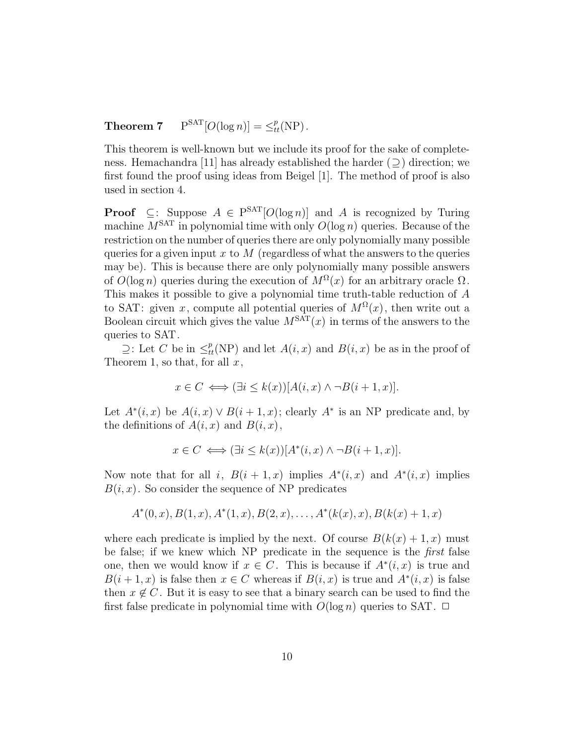**Theorem 7** $\mathrm{P}^{\mathrm{SAT}}[O(\log n)] = \leq_{tt}^p(\mathrm{NP})$.

This theorem is well-known but we include its proof for the sake of completeness. Hemachandra [11] has already established the harder ($\supseteq$) direction; we first found the proof using ideas from Beigel [1]. The method of proof is also used in section 4.

**Proof** $\subseteq$: Suppose $A \in \mathrm{P}^{\mathrm{SAT}}[O(\log n)]$ and $A$ is recognized by Turing machine $M^{\mathrm{SAT}}$ in polynomial time with only $O(\log n)$ queries. Because of the restriction on the number of queries there are only polynomially many possible queries for a given input $x$ to $M$ (regardless of what the answers to the queries may be). This is because there are only polynomially many possible answers of $O(\log n)$ queries during the execution of $M^{\Omega}(x)$ for an arbitrary oracle $\Omega$. This makes it possible to give a polynomial time truth-table reduction of $A$ to SAT: given $x$, compute all potential queries of $M^{\Omega}(x)$, then write out a Boolean circuit which gives the value $M^{\mathrm{SAT}}(x)$ in terms of the answers to the queries to SAT.

$\supseteq$: Let $C$ be in $\leq_{tt}^p(\mathrm{NP})$ and let $A(i,x)$ and $B(i,x)$ be as in the proof of Theorem 1, so that, for all $x$,

$$x \in C \iff (\exists i \leq k(x))[A(i,x) \wedge \neg B(i+1,x)].$$

Let $A^*(i,x)$ be $A(i,x) \vee B(i+1,x)$; clearly $A^*$ is an NP predicate and, by the definitions of $A(i,x)$ and $B(i,x)$,

$$x \in C \iff (\exists i \leq k(x))[A^*(i,x) \wedge \neg B(i+1,x)].$$

Now note that for all $i$, $B(i+1,x)$ implies $A^*(i,x)$ and $A^*(i,x)$ implies $B(i,x)$. So consider the sequence of NP predicates

$$A^*(0,x), B(1,x), A^*(1,x), B(2,x), \ldots, A^*(k(x),x), B(k(x)+1,x)$$

where each predicate is implied by the next. Of course $B(k(x)+1,x)$ must be false; if we knew which NP predicate in the sequence is the *first* false one, then we would know if $x \in C$. This is because if $A^*(i,x)$ is true and $B(i+1,x)$ is false then $x \in C$ whereas if $B(i,x)$ is true and $A^*(i,x)$ is false then $x \notin C$. But it is easy to see that a binary search can be used to find the first false predicate in polynomial time with $O(\log n)$ queries to SAT. $\Box$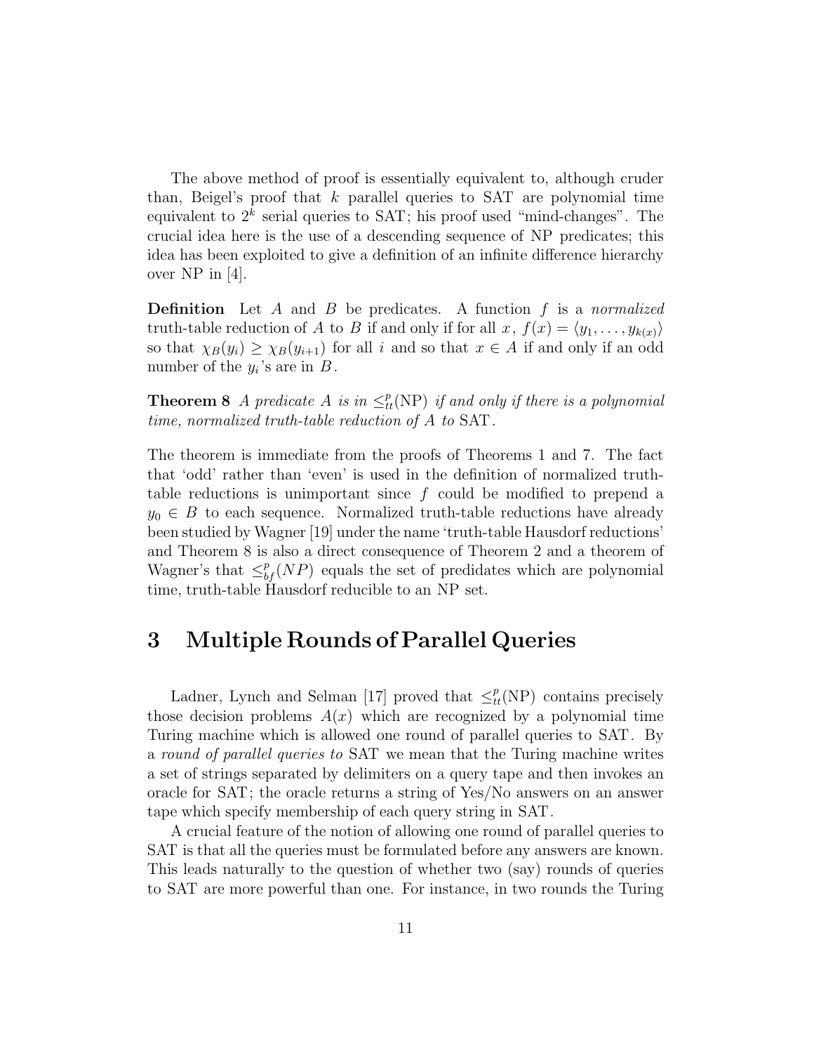The above method of proof is essentially equivalent to, although cruder than, Beigel's proof that $k$ parallel queries to SAT are polynomial time equivalent to $2^k$ serial queries to SAT; his proof used "mind-changes". The crucial idea here is the use of a descending sequence of NP predicates; this idea has been exploited to give a definition of an infinite difference hierarchy over NP in [4].

**Definition** Let $A$ and $B$ be predicates. A function $f$ is a *normalized* truth-table reduction of $A$ to $B$ if and only if for all $x$, $f(x) = \langle y_1, \ldots, y_{k(x)} \rangle$ so that $\chi_B(y_i) \geq \chi_B(y_{i+1})$ for all $i$ and so that $x \in A$ if and only if an odd number of the $y_i$'s are in $B$.

**Theorem 8** *A predicate $A$ is in $\leq^p_{tt}(\mathrm{NP})$ if and only if there is a polynomial time, normalized truth-table reduction of $A$ to* SAT*.*

The theorem is immediate from the proofs of Theorems 1 and 7. The fact that 'odd' rather than 'even' is used in the definition of normalized truth-table reductions is unimportant since $f$ could be modified to prepend a $y_0 \in B$ to each sequence. Normalized truth-table reductions have already been studied by Wagner [19] under the name 'truth-table Hausdorf reductions' and Theorem 8 is also a direct consequence of Theorem 2 and a theorem of Wagner's that $\leq^p_{bf}(NP)$ equals the set of predidates which are polynomial time, truth-table Hausdorf reducible to an NP set.

## 3 Multiple Rounds of Parallel Queries

Ladner, Lynch and Selman [17] proved that $\leq^p_{tt}(\mathrm{NP})$ contains precisely those decision problems $A(x)$ which are recognized by a polynomial time Turing machine which is allowed one round of parallel queries to SAT. By a *round of parallel queries to* SAT we mean that the Turing machine writes a set of strings separated by delimiters on a query tape and then invokes an oracle for SAT; the oracle returns a string of Yes/No answers on an answer tape which specify membership of each query string in SAT.

A crucial feature of the notion of allowing one round of parallel queries to SAT is that all the queries must be formulated before any answers are known. This leads naturally to the question of whether two (say) rounds of queries to SAT are more powerful than one. For instance, in two rounds the Turing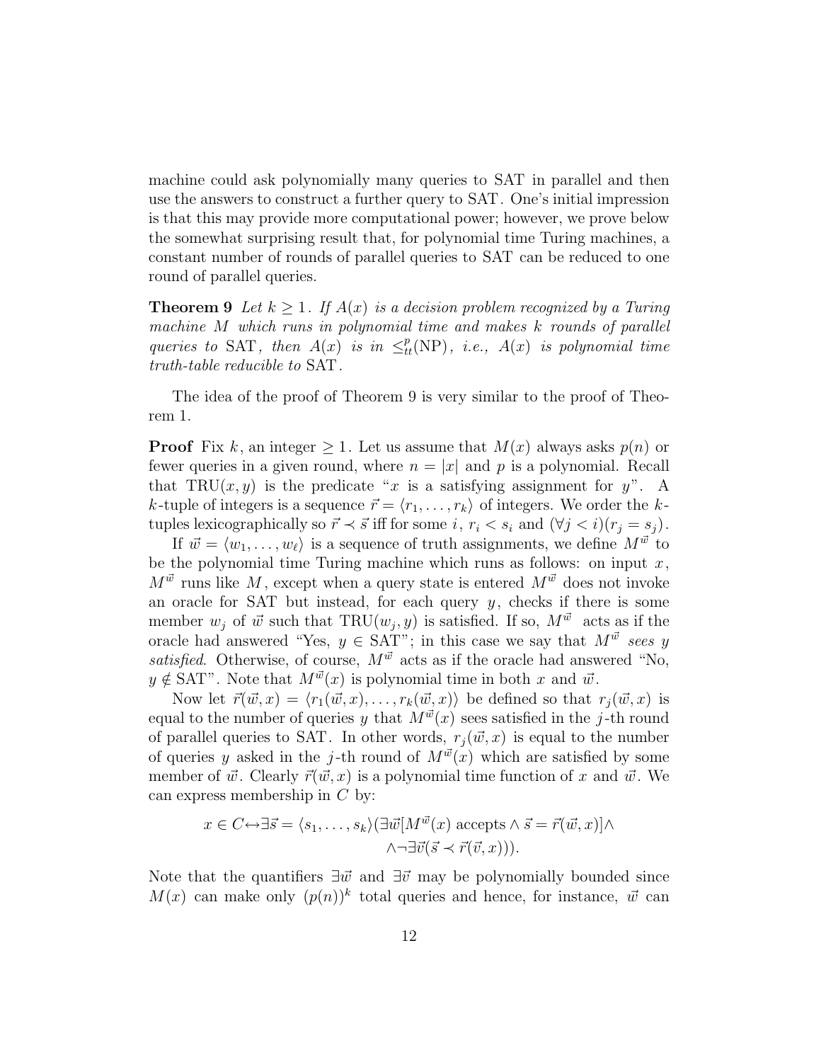machine could ask polynomially many queries to SAT in parallel and then use the answers to construct a further query to SAT. One's initial impression is that this may provide more computational power; however, we prove below the somewhat surprising result that, for polynomial time Turing machines, a constant number of rounds of parallel queries to SAT can be reduced to one round of parallel queries.

**Theorem 9** *Let $k \geq 1$. If $A(x)$ is a decision problem recognized by a Turing machine $M$ which runs in polynomial time and makes $k$ rounds of parallel queries to* SAT*, then $A(x)$ is in $\leq_{tt}^{p}(\mathrm{NP})$, i.e., $A(x)$ is polynomial time truth-table reducible to* SAT.

The idea of the proof of Theorem 9 is very similar to the proof of Theorem 1.

**Proof** Fix $k$, an integer $\geq 1$. Let us assume that $M(x)$ always asks $p(n)$ or fewer queries in a given round, where $n = |x|$ and $p$ is a polynomial. Recall that $\mathrm{TRU}(x, y)$ is the predicate "$x$ is a satisfying assignment for $y$". A $k$-tuple of integers is a sequence $\vec{r} = \langle r_1, \ldots, r_k \rangle$ of integers. We order the $k$-tuples lexicographically so $\vec{r} \prec \vec{s}$ iff for some $i$, $r_i < s_i$ and $(\forall j < i)(r_j = s_j)$.

If $\vec{w} = \langle w_1, \ldots, w_\ell \rangle$ is a sequence of truth assignments, we define $M^{\vec{w}}$ to be the polynomial time Turing machine which runs as follows: on input $x$, $M^{\vec{w}}$ runs like $M$, except when a query state is entered $M^{\vec{w}}$ does not invoke an oracle for SAT but instead, for each query $y$, checks if there is some member $w_j$ of $\vec{w}$ such that $\mathrm{TRU}(w_j, y)$ is satisfied. If so, $M^{\vec{w}}$ acts as if the oracle had answered "Yes, $y \in \mathrm{SAT}$"; in this case we say that $M^{\vec{w}}$ *sees $y$ satisfied.* Otherwise, of course, $M^{\vec{w}}$ acts as if the oracle had answered "No, $y \notin \mathrm{SAT}$". Note that $M^{\vec{w}}(x)$ is polynomial time in both $x$ and $\vec{w}$.

Now let $\vec{r}(\vec{w}, x) = \langle r_1(\vec{w}, x), \ldots, r_k(\vec{w}, x) \rangle$ be defined so that $r_j(\vec{w}, x)$ is equal to the number of queries $y$ that $M^{\vec{w}}(x)$ sees satisfied in the $j$-th round of parallel queries to SAT. In other words, $r_j(\vec{w}, x)$ is equal to the number of queries $y$ asked in the $j$-th round of $M^{\vec{w}}(x)$ which are satisfied by some member of $\vec{w}$. Clearly $\vec{r}(\vec{w}, x)$ is a polynomial time function of $x$ and $\vec{w}$. We can express membership in $C$ by:

$$x \in C \leftrightarrow \exists \vec{s} = \langle s_1, \ldots, s_k \rangle (\exists \vec{w} [M^{\vec{w}}(x) \text{ accepts} \wedge \vec{s} = \vec{r}(\vec{w}, x)] \wedge \\ \wedge \neg \exists \vec{v} (\vec{s} \prec \vec{r}(\vec{v}, x))).$$

Note that the quantifiers $\exists \vec{w}$ and $\exists \vec{v}$ may be polynomially bounded since $M(x)$ can make only $(p(n))^k$ total queries and hence, for instance, $\vec{w}$ can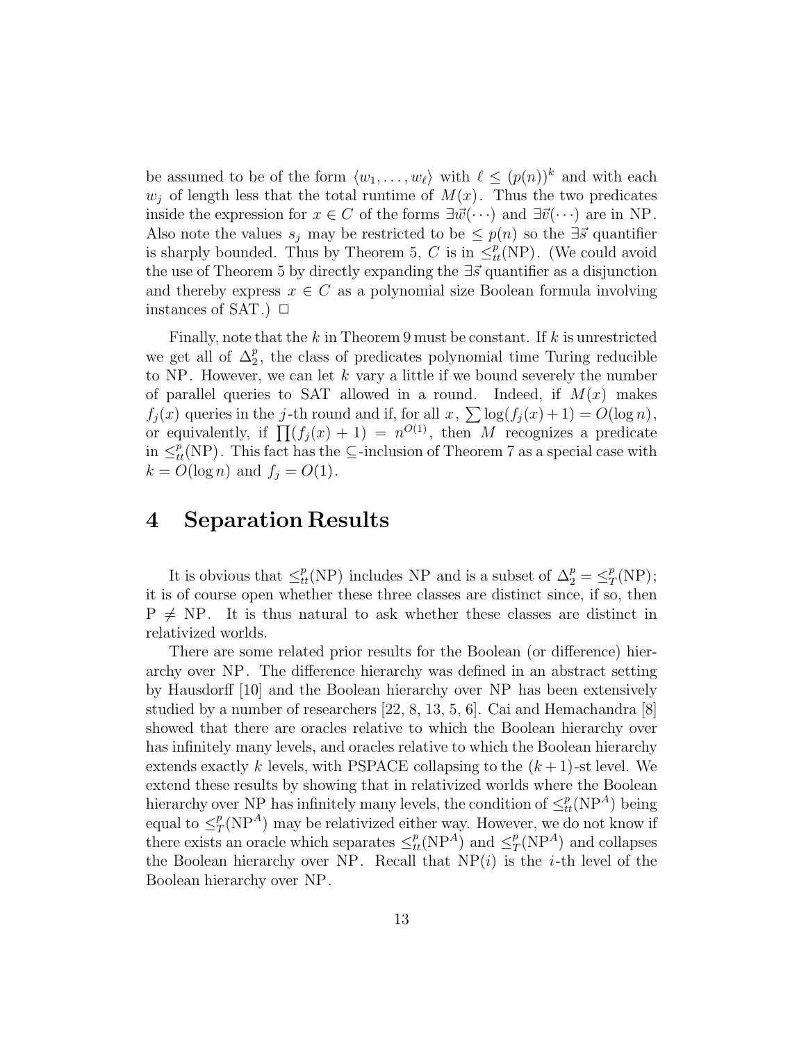be assumed to be of the form $\langle w_1, \ldots, w_\ell \rangle$ with $\ell \leq (p(n))^k$ and with each $w_j$ of length less that the total runtime of $M(x)$. Thus the two predicates inside the expression for $x \in C$ of the forms $\exists \vec{w}(\cdots)$ and $\exists \vec{v}(\cdots)$ are in NP. Also note the values $s_j$ may be restricted to be $\leq p(n)$ so the $\exists \vec{s}$ quantifier is sharply bounded. Thus by Theorem 5, $C$ is in $\leq^p_{tt}(\mathrm{NP})$. (We could avoid the use of Theorem 5 by directly expanding the $\exists \vec{s}$ quantifier as a disjunction and thereby express $x \in C$ as a polynomial size Boolean formula involving instances of SAT.) $\Box$

Finally, note that the $k$ in Theorem 9 must be constant. If $k$ is unrestricted we get all of $\Delta^p_2$, the class of predicates polynomial time Turing reducible to NP. However, we can let $k$ vary a little if we bound severely the number of parallel queries to SAT allowed in a round. Indeed, if $M(x)$ makes $f_j(x)$ queries in the $j$-th round and if, for all $x$, $\sum \log(f_j(x)+1) = O(\log n)$, or equivalently, if $\prod(f_j(x)+1) = n^{O(1)}$, then $M$ recognizes a predicate in $\leq^p_{tt}(\mathrm{NP})$. This fact has the $\subseteq$-inclusion of Theorem 7 as a special case with $k = O(\log n)$ and $f_j = O(1)$.

# 4 Separation Results

It is obvious that $\leq^p_{tt}(\mathrm{NP})$ includes NP and is a subset of $\Delta^p_2 = \leq^p_T(\mathrm{NP})$; it is of course open whether these three classes are distinct since, if so, then $\mathrm{P} \neq \mathrm{NP}$. It is thus natural to ask whether these classes are distinct in relativized worlds.

There are some related prior results for the Boolean (or difference) hierarchy over NP. The difference hierarchy was defined in an abstract setting by Hausdorff [10] and the Boolean hierarchy over NP has been extensively studied by a number of researchers [22, 8, 13, 5, 6]. Cai and Hemachandra [8] showed that there are oracles relative to which the Boolean hierarchy over has infinitely many levels, and oracles relative to which the Boolean hierarchy extends exactly $k$ levels, with PSPACE collapsing to the $(k+1)$-st level. We extend these results by showing that in relativized worlds where the Boolean hierarchy over NP has infinitely many levels, the condition of $\leq^p_{tt}(\mathrm{NP}^A)$ being equal to $\leq^p_T(\mathrm{NP}^A)$ may be relativized either way. However, we do not know if there exists an oracle which separates $\leq^p_{tt}(\mathrm{NP}^A)$ and $\leq^p_T(\mathrm{NP}^A)$ and collapses the Boolean hierarchy over NP. Recall that $\mathrm{NP}(i)$ is the $i$-th level of the Boolean hierarchy over NP.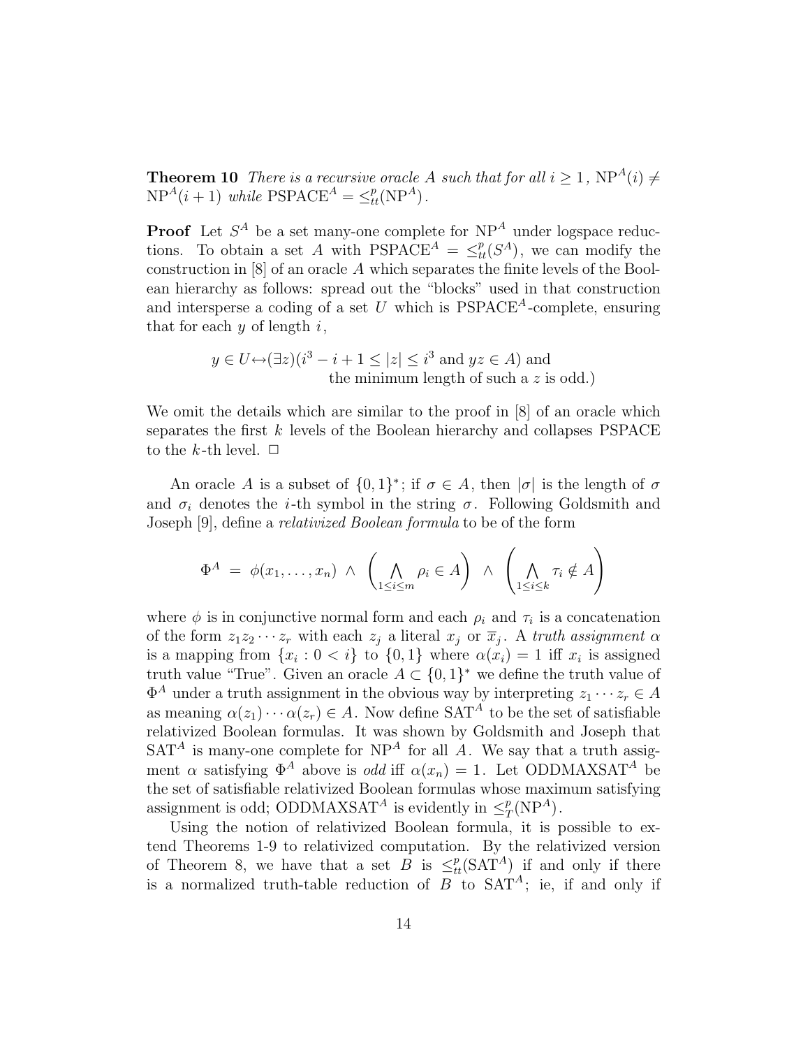**Theorem 10** *There is a recursive oracle $A$ such that for all $i \geq 1$, $\mathrm{NP}^A(i) \neq \mathrm{NP}^A(i+1)$ while $\mathrm{PSPACE}^A = \leq_{tt}^p(\mathrm{NP}^A)$.*

**Proof** Let $S^A$ be a set many-one complete for $\mathrm{NP}^A$ under logspace reductions. To obtain a set $A$ with $\mathrm{PSPACE}^A = \leq_{tt}^p(S^A)$, we can modify the construction in [8] of an oracle $A$ which separates the finite levels of the Boolean hierarchy as follows: spread out the "blocks" used in that construction and intersperse a coding of a set $U$ which is $\mathrm{PSPACE}^A$-complete, ensuring that for each $y$ of length $i$,

$$y \in U \leftrightarrow (\exists z)(i^3 - i + 1 \leq |z| \leq i^3 \text{ and } yz \in A) \text{ and}$$
$$\text{the minimum length of such a } z \text{ is odd.})$$

We omit the details which are similar to the proof in [8] of an oracle which separates the first $k$ levels of the Boolean hierarchy and collapses PSPACE to the $k$-th level. $\Box$

An oracle $A$ is a subset of $\{0,1\}^*$; if $\sigma \in A$, then $|\sigma|$ is the length of $\sigma$ and $\sigma_i$ denotes the $i$-th symbol in the string $\sigma$. Following Goldsmith and Joseph [9], define a *relativized Boolean formula* to be of the form

$$\Phi^A \;=\; \phi(x_1, \ldots, x_n) \;\wedge\; \left( \bigwedge_{1 \leq i \leq m} \rho_i \in A \right) \;\wedge\; \left( \bigwedge_{1 \leq i \leq k} \tau_i \notin A \right)$$

where $\phi$ is in conjunctive normal form and each $\rho_i$ and $\tau_i$ is a concatenation of the form $z_1 z_2 \cdots z_r$ with each $z_j$ a literal $x_j$ or $\overline{x}_j$. A *truth assignment* $\alpha$ is a mapping from $\{x_i : 0 < i\}$ to $\{0,1\}$ where $\alpha(x_i) = 1$ iff $x_i$ is assigned truth value "True". Given an oracle $A \subset \{0,1\}^*$ we define the truth value of $\Phi^A$ under a truth assignment in the obvious way by interpreting $z_1 \cdots z_r \in A$ as meaning $\alpha(z_1) \cdots \alpha(z_r) \in A$. Now define $\mathrm{SAT}^A$ to be the set of satisfiable relativized Boolean formulas. It was shown by Goldsmith and Joseph that $\mathrm{SAT}^A$ is many-one complete for $\mathrm{NP}^A$ for all $A$. We say that a truth assigment $\alpha$ satisfying $\Phi^A$ above is *odd* iff $\alpha(x_n) = 1$. Let $\mathrm{ODDMAXSAT}^A$ be the set of satisfiable relativized Boolean formulas whose maximum satisfying assignment is odd; $\mathrm{ODDMAXSAT}^A$ is evidently in $\leq_T^p(\mathrm{NP}^A)$.

Using the notion of relativized Boolean formula, it is possible to extend Theorems 1-9 to relativized computation. By the relativized version of Theorem 8, we have that a set $B$ is $\leq_{tt}^p(\mathrm{SAT}^A)$ if and only if there is a normalized truth-table reduction of $B$ to $\mathrm{SAT}^A$; ie, if and only if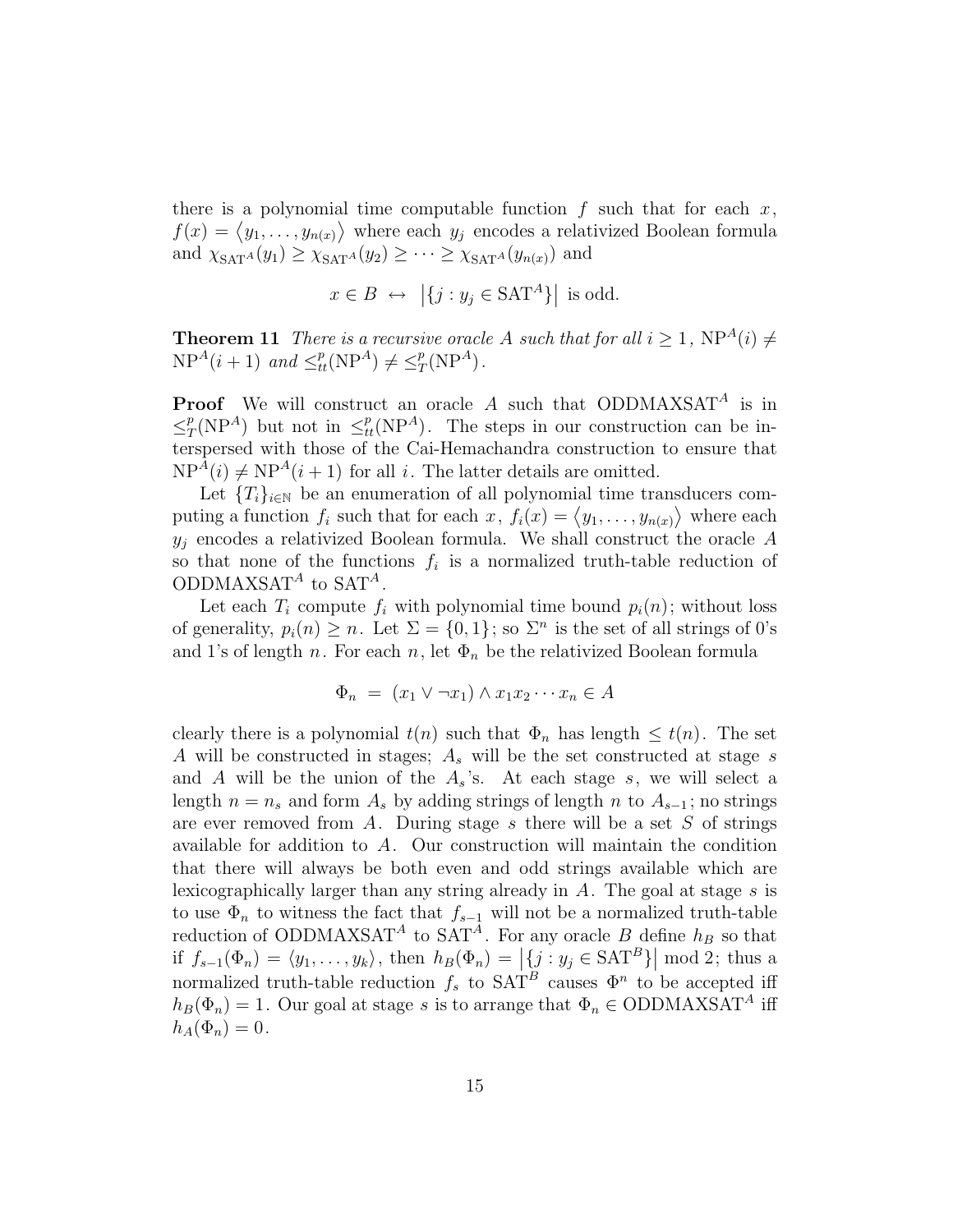there is a polynomial time computable function $f$ such that for each $x$, $f(x) = \langle y_1, \ldots, y_{n(x)} \rangle$ where each $y_j$ encodes a relativized Boolean formula and $\chi_{\mathrm{SAT}^A}(y_1) \geq \chi_{\mathrm{SAT}^A}(y_2) \geq \cdots \geq \chi_{\mathrm{SAT}^A}(y_{n(x)})$ and

$$x \in B \; \leftrightarrow \; \left|\{j : y_j \in \mathrm{SAT}^A\}\right| \text{ is odd.}$$

**Theorem 11** *There is a recursive oracle $A$ such that for all $i \geq 1$, $\mathrm{NP}^A(i) \neq \mathrm{NP}^A(i+1)$ and $\leq_{tt}^p(\mathrm{NP}^A) \neq \leq_T^p(\mathrm{NP}^A)$.*

**Proof** We will construct an oracle $A$ such that $\mathrm{ODDMAXSAT}^A$ is in $\leq_T^p(\mathrm{NP}^A)$ but not in $\leq_{tt}^p(\mathrm{NP}^A)$. The steps in our construction can be interspersed with those of the Cai-Hemachandra construction to ensure that $\mathrm{NP}^A(i) \neq \mathrm{NP}^A(i+1)$ for all $i$. The latter details are omitted.

Let $\{T_i\}_{i \in \mathbb{N}}$ be an enumeration of all polynomial time transducers computing a function $f_i$ such that for each $x$, $f_i(x) = \langle y_1, \ldots, y_{n(x)} \rangle$ where each $y_j$ encodes a relativized Boolean formula. We shall construct the oracle $A$ so that none of the functions $f_i$ is a normalized truth-table reduction of $\mathrm{ODDMAXSAT}^A$ to $\mathrm{SAT}^A$.

Let each $T_i$ compute $f_i$ with polynomial time bound $p_i(n)$; without loss of generality, $p_i(n) \geq n$. Let $\Sigma = \{0,1\}$; so $\Sigma^n$ is the set of all strings of 0's and 1's of length $n$. For each $n$, let $\Phi_n$ be the relativized Boolean formula

$$\Phi_n \; = \; (x_1 \vee \neg x_1) \wedge x_1 x_2 \cdots x_n \in A$$

clearly there is a polynomial $t(n)$ such that $\Phi_n$ has length $\leq t(n)$. The set $A$ will be constructed in stages; $A_s$ will be the set constructed at stage $s$ and $A$ will be the union of the $A_s$'s. At each stage $s$, we will select a length $n = n_s$ and form $A_s$ by adding strings of length $n$ to $A_{s-1}$; no strings are ever removed from $A$. During stage $s$ there will be a set $S$ of strings available for addition to $A$. Our construction will maintain the condition that there will always be both even and odd strings available which are lexicographically larger than any string already in $A$. The goal at stage $s$ is to use $\Phi_n$ to witness the fact that $f_{s-1}$ will not be a normalized truth-table reduction of $\mathrm{ODDMAXSAT}^A$ to $\mathrm{SAT}^A$. For any oracle $B$ define $h_B$ so that if $f_{s-1}(\Phi_n) = \langle y_1, \ldots, y_k \rangle$, then $h_B(\Phi_n) = \left|\{j : y_j \in \mathrm{SAT}^B\}\right| \bmod 2$; thus a normalized truth-table reduction $f_s$ to $\mathrm{SAT}^B$ causes $\Phi^n$ to be accepted iff $h_B(\Phi_n) = 1$. Our goal at stage $s$ is to arrange that $\Phi_n \in \mathrm{ODDMAXSAT}^A$ iff $h_A(\Phi_n) = 0$.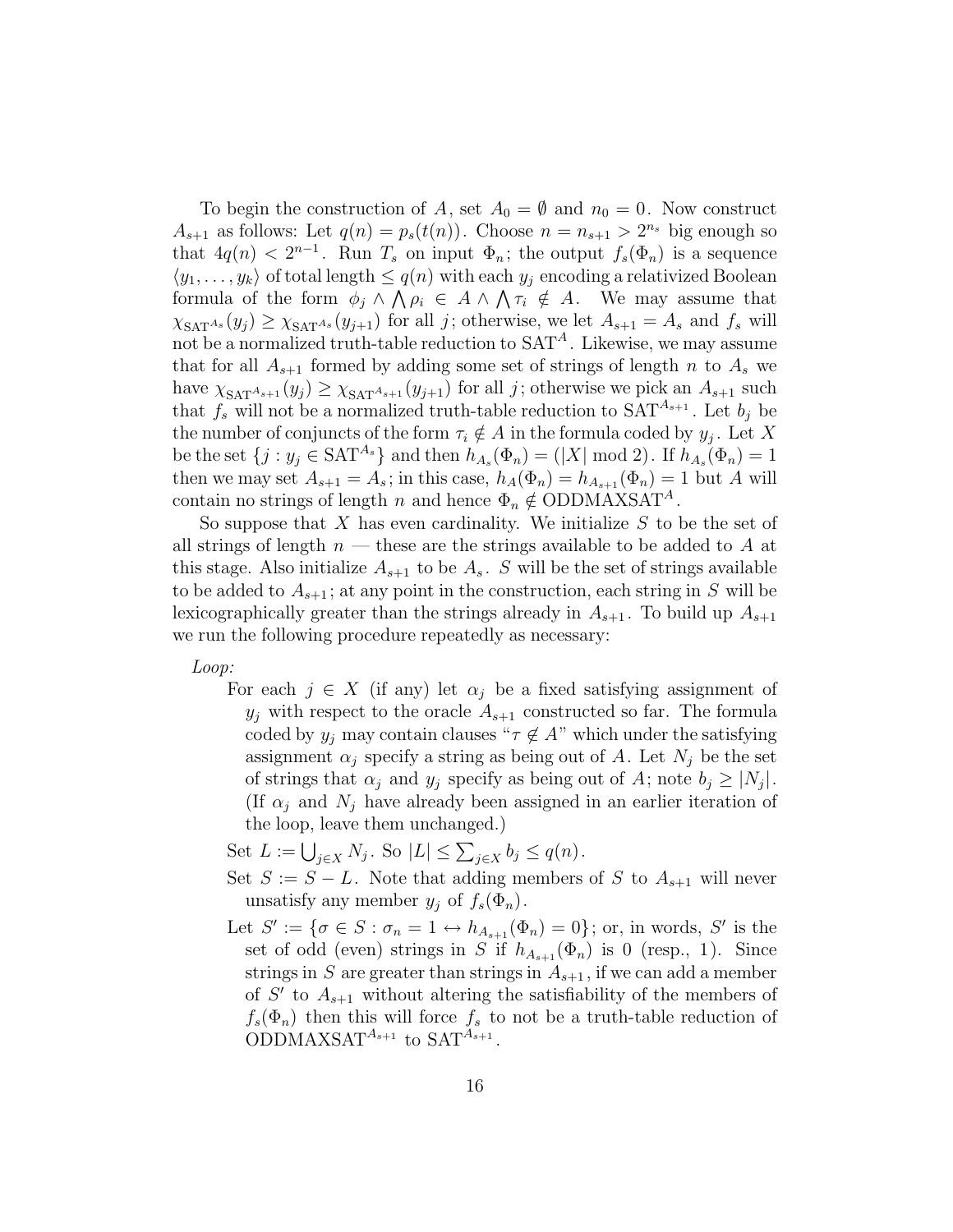To begin the construction of $A$, set $A_0 = \emptyset$ and $n_0 = 0$. Now construct $A_{s+1}$ as follows: Let $q(n) = p_s(t(n))$. Choose $n = n_{s+1} > 2^{n_s}$ big enough so that $4q(n) < 2^{n-1}$. Run $T_s$ on input $\Phi_n$; the output $f_s(\Phi_n)$ is a sequence $\langle y_1, \ldots, y_k \rangle$ of total length $\leq q(n)$ with each $y_j$ encoding a relativized Boolean formula of the form $\phi_j \wedge \bigwedge \rho_i \in A \wedge \bigwedge \tau_i \notin A$. We may assume that $\chi_{\mathrm{SAT}^{A_s}}(y_j) \geq \chi_{\mathrm{SAT}^{A_s}}(y_{j+1})$ for all $j$; otherwise, we let $A_{s+1} = A_s$ and $f_s$ will not be a normalized truth-table reduction to $\mathrm{SAT}^A$. Likewise, we may assume that for all $A_{s+1}$ formed by adding some set of strings of length $n$ to $A_s$ we have $\chi_{\mathrm{SAT}^{A_{s+1}}}(y_j) \geq \chi_{\mathrm{SAT}^{A_{s+1}}}(y_{j+1})$ for all $j$; otherwise we pick an $A_{s+1}$ such that $f_s$ will not be a normalized truth-table reduction to $\mathrm{SAT}^{A_{s+1}}$. Let $b_j$ be the number of conjuncts of the form $\tau_i \notin A$ in the formula coded by $y_j$. Let $X$ be the set $\{j : y_j \in \mathrm{SAT}^{A_s}\}$ and then $h_{A_s}(\Phi_n) = (|X| \bmod 2)$. If $h_{A_s}(\Phi_n) = 1$ then we may set $A_{s+1} = A_s$; in this case, $h_A(\Phi_n) = h_{A_{s+1}}(\Phi_n) = 1$ but $A$ will contain no strings of length $n$ and hence $\Phi_n \notin \mathrm{ODDMAXSAT}^A$.

So suppose that $X$ has even cardinality. We initialize $S$ to be the set of all strings of length $n$ — these are the strings available to be added to $A$ at this stage. Also initialize $A_{s+1}$ to be $A_s$. $S$ will be the set of strings available to be added to $A_{s+1}$; at any point in the construction, each string in $S$ will be lexicographically greater than the strings already in $A_{s+1}$. To build up $A_{s+1}$ we run the following procedure repeatedly as necessary:

*Loop:*

For each $j \in X$ (if any) let $\alpha_j$ be a fixed satisfying assignment of $y_j$ with respect to the oracle $A_{s+1}$ constructed so far. The formula coded by $y_j$ may contain clauses "$\tau \notin A$" which under the satisfying assignment $\alpha_j$ specify a string as being out of $A$. Let $N_j$ be the set of strings that $\alpha_j$ and $y_j$ specify as being out of $A$; note $b_j \geq |N_j|$. (If $\alpha_j$ and $N_j$ have already been assigned in an earlier iteration of the loop, leave them unchanged.)

Set $L := \bigcup_{j \in X} N_j$. So $|L| \leq \sum_{j \in X} b_j \leq q(n)$.

Set $S := S - L$. Note that adding members of $S$ to $A_{s+1}$ will never unsatisfy any member $y_j$ of $f_s(\Phi_n)$.

Let $S' := \{\sigma \in S : \sigma_n = 1 \leftrightarrow h_{A_{s+1}}(\Phi_n) = 0\}$; or, in words, $S'$ is the set of odd (even) strings in $S$ if $h_{A_{s+1}}(\Phi_n)$ is 0 (resp., 1). Since strings in $S$ are greater than strings in $A_{s+1}$, if we can add a member of $S'$ to $A_{s+1}$ without altering the satisfiability of the members of $f_s(\Phi_n)$ then this will force $f_s$ to not be a truth-table reduction of $\mathrm{ODDMAXSAT}^{A_{s+1}}$ to $\mathrm{SAT}^{A_{s+1}}$.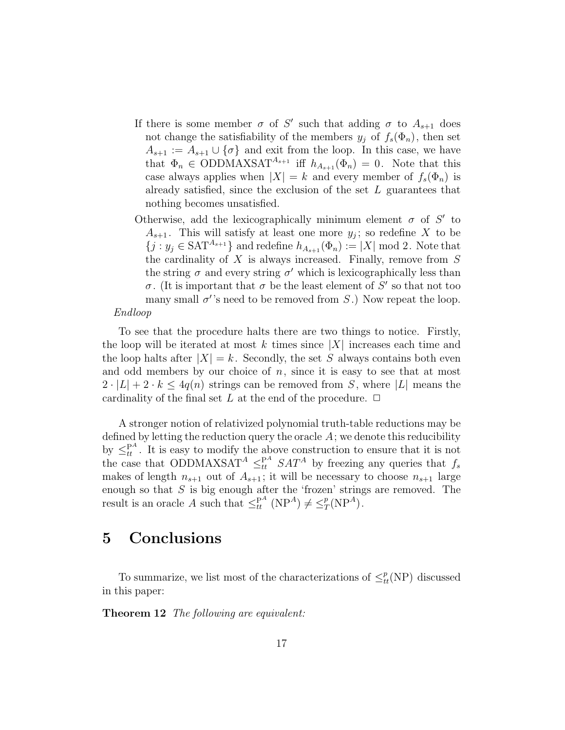If there is some member $\sigma$ of $S'$ such that adding $\sigma$ to $A_{s+1}$ does not change the satisfiability of the members $y_j$ of $f_s(\Phi_n)$, then set $A_{s+1} := A_{s+1} \cup \{\sigma\}$ and exit from the loop. In this case, we have that $\Phi_n \in \text{ODDMAXSAT}^{A_{s+1}}$ iff $h_{A_{s+1}}(\Phi_n) = 0$. Note that this case always applies when $|X| = k$ and every member of $f_s(\Phi_n)$ is already satisfied, since the exclusion of the set $L$ guarantees that nothing becomes unsatisfied.

Otherwise, add the lexicographically minimum element $\sigma$ of $S'$ to $A_{s+1}$. This will satisfy at least one more $y_j$; so redefine $X$ to be $\{j : y_j \in \text{SAT}^{A_{s+1}}\}$ and redefine $h_{A_{s+1}}(\Phi_n) := |X| \bmod 2$. Note that the cardinality of $X$ is always increased. Finally, remove from $S$ the string $\sigma$ and every string $\sigma'$ which is lexicographically less than $\sigma$. (It is important that $\sigma$ be the least element of $S'$ so that not too many small $\sigma'$'s need to be removed from $S$.) Now repeat the loop.

*Endloop*

To see that the procedure halts there are two things to notice. Firstly, the loop will be iterated at most $k$ times since $|X|$ increases each time and the loop halts after $|X| = k$. Secondly, the set $S$ always contains both even and odd members by our choice of $n$, since it is easy to see that at most $2 \cdot |L| + 2 \cdot k \leq 4q(n)$ strings can be removed from $S$, where $|L|$ means the cardinality of the final set $L$ at the end of the procedure. $\Box$

A stronger notion of relativized polynomial truth-table reductions may be defined by letting the reduction query the oracle $A$; we denote this reducibility by $\leq_{tt}^{\text{P}^A}$. It is easy to modify the above construction to ensure that it is not the case that $\text{ODDMAXSAT}^A \leq_{tt}^{\text{P}^A} SAT^A$ by freezing any queries that $f_s$ makes of length $n_{s+1}$ out of $A_{s+1}$; it will be necessary to choose $n_{s+1}$ large enough so that $S$ is big enough after the 'frozen' strings are removed. The result is an oracle $A$ such that $\leq_{tt}^{\text{P}^A}(\text{NP}^A) \neq \leq_T^p(\text{NP}^A)$.

## 5 Conclusions

To summarize, we list most of the characterizations of $\leq_{tt}^p(\text{NP})$ discussed in this paper:

**Theorem 12** *The following are equivalent:*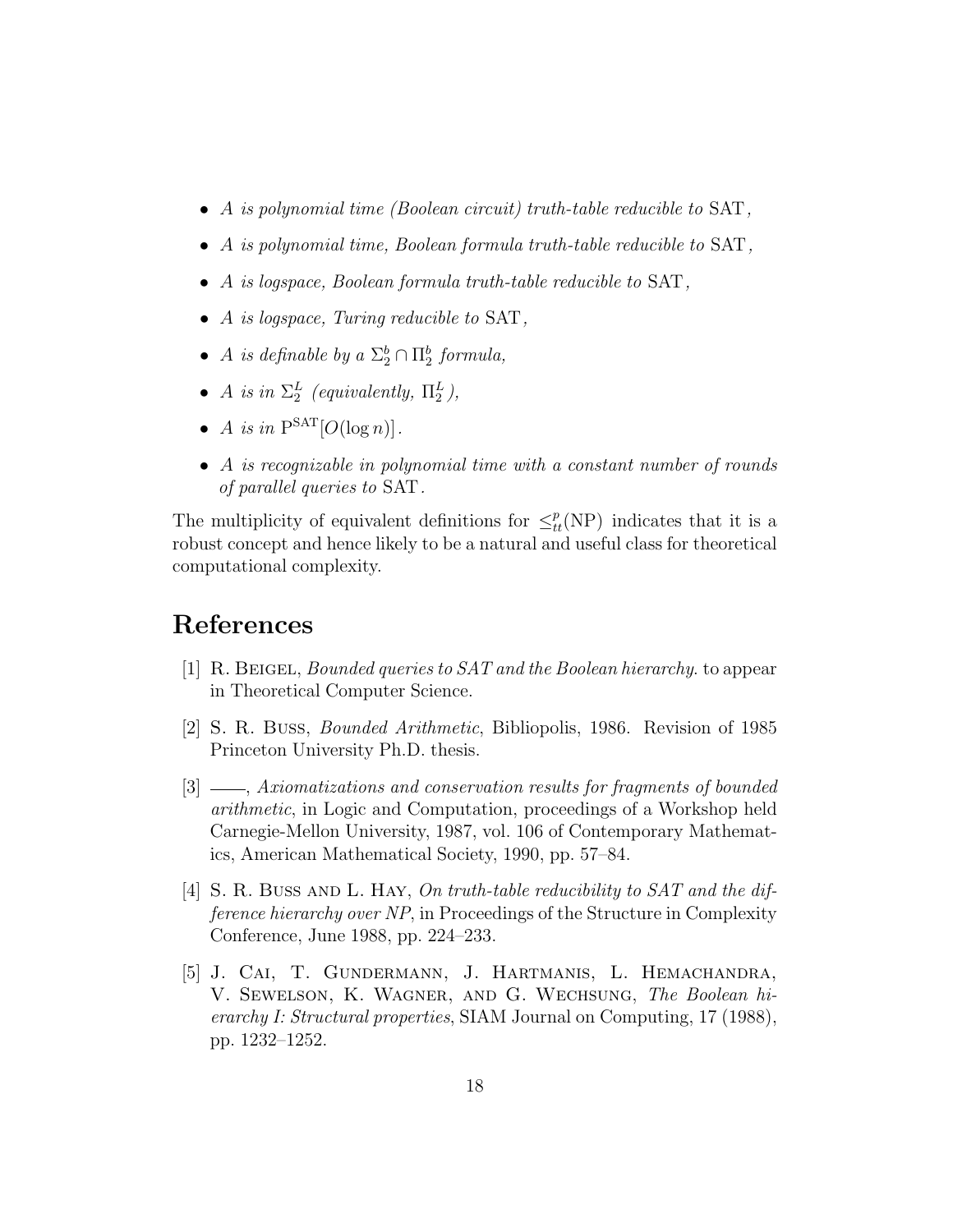- *A is polynomial time (Boolean circuit) truth-table reducible to* SAT*,*
- *A is polynomial time, Boolean formula truth-table reducible to* SAT*,*
- *A is logspace, Boolean formula truth-table reducible to* SAT*,*
- *A is logspace, Turing reducible to* SAT*,*
- *A is definable by a* $\Sigma_2^b \cap \Pi_2^b$ *formula,*
- *A is in* $\Sigma_2^L$ *(equivalently,* $\Pi_2^L$ *),*
- *A is in* $\mathrm{P}^{\mathrm{SAT}}[O(\log n)]$*.*
- *A is recognizable in polynomial time with a constant number of rounds of parallel queries to* SAT*.*

The multiplicity of equivalent definitions for $\leq_{tt}^p(\mathrm{NP})$ indicates that it is a robust concept and hence likely to be a natural and useful class for theoretical computational complexity.

# References

[1] R. Beigel, *Bounded queries to SAT and the Boolean hierarchy.* to appear in Theoretical Computer Science.

[2] S. R. Buss, *Bounded Arithmetic*, Bibliopolis, 1986. Revision of 1985 Princeton University Ph.D. thesis.

[3] ——, *Axiomatizations and conservation results for fragments of bounded arithmetic*, in Logic and Computation, proceedings of a Workshop held Carnegie-Mellon University, 1987, vol. 106 of Contemporary Mathematics, American Mathematical Society, 1990, pp. 57–84.

[4] S. R. Buss and L. Hay, *On truth-table reducibility to SAT and the difference hierarchy over NP*, in Proceedings of the Structure in Complexity Conference, June 1988, pp. 224–233.

[5] J. Cai, T. Gundermann, J. Hartmanis, L. Hemachandra, V. Sewelson, K. Wagner, and G. Wechsung, *The Boolean hierarchy I: Structural properties*, SIAM Journal on Computing, 17 (1988), pp. 1232–1252.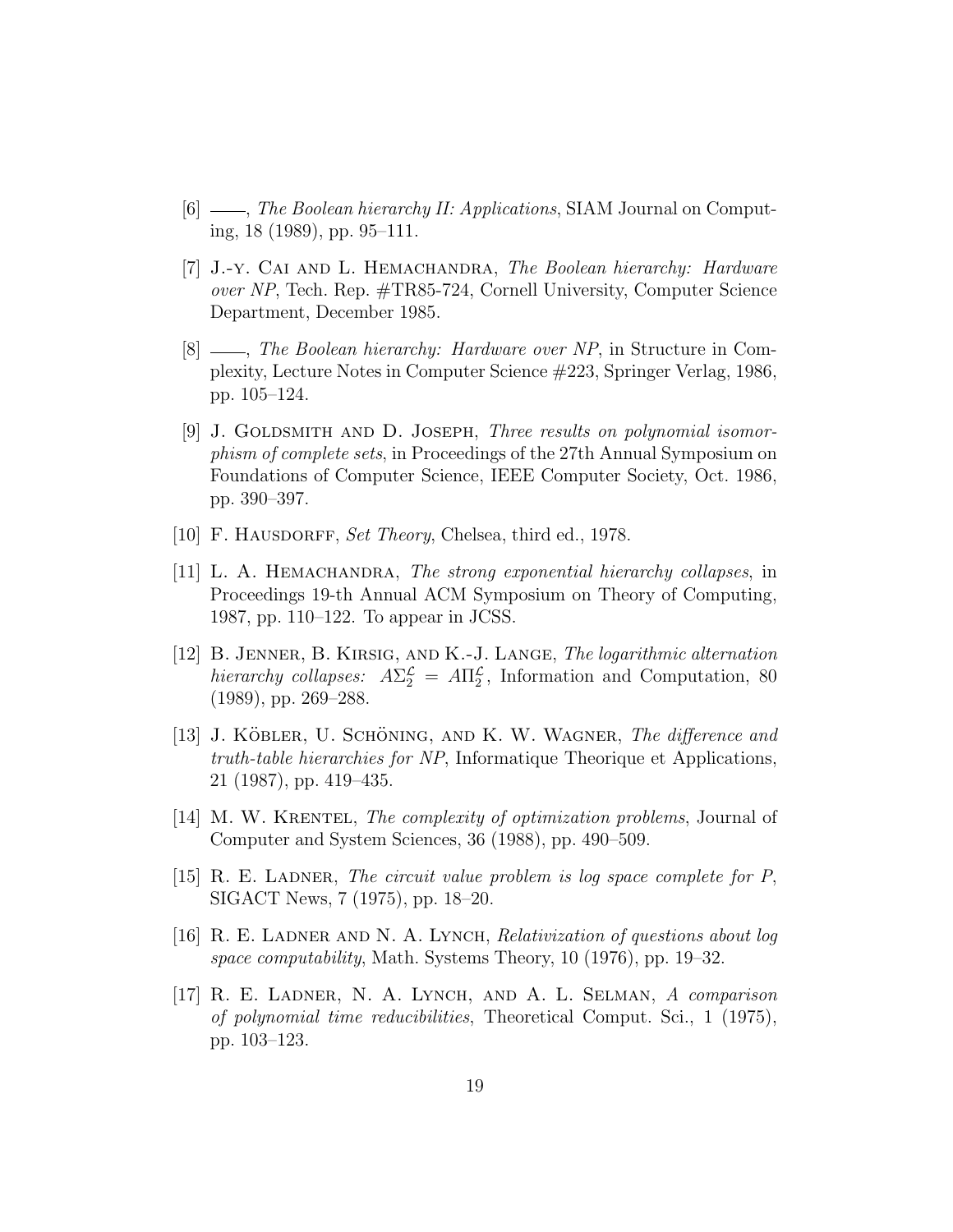[6] ——, *The Boolean hierarchy II: Applications*, SIAM Journal on Computing, 18 (1989), pp. 95–111.

[7] J.-Y. Cai and L. Hemachandra, *The Boolean hierarchy: Hardware over NP*, Tech. Rep. #TR85-724, Cornell University, Computer Science Department, December 1985.

[8] ——, *The Boolean hierarchy: Hardware over NP*, in Structure in Complexity, Lecture Notes in Computer Science #223, Springer Verlag, 1986, pp. 105–124.

[9] J. Goldsmith and D. Joseph, *Three results on polynomial isomorphism of complete sets*, in Proceedings of the 27th Annual Symposium on Foundations of Computer Science, IEEE Computer Society, Oct. 1986, pp. 390–397.

[10] F. Hausdorff, *Set Theory*, Chelsea, third ed., 1978.

[11] L. A. Hemachandra, *The strong exponential hierarchy collapses*, in Proceedings 19-th Annual ACM Symposium on Theory of Computing, 1987, pp. 110–122. To appear in JCSS.

[12] B. Jenner, B. Kirsig, and K.-J. Lange, *The logarithmic alternation hierarchy collapses: $A\Sigma_2^{\mathcal{L}} = A\Pi_2^{\mathcal{L}}$*, Information and Computation, 80 (1989), pp. 269–288.

[13] J. Köbler, U. Schöning, and K. W. Wagner, *The difference and truth-table hierarchies for NP*, Informatique Theorique et Applications, 21 (1987), pp. 419–435.

[14] M. W. Krentel, *The complexity of optimization problems*, Journal of Computer and System Sciences, 36 (1988), pp. 490–509.

[15] R. E. Ladner, *The circuit value problem is log space complete for P*, SIGACT News, 7 (1975), pp. 18–20.

[16] R. E. Ladner and N. A. Lynch, *Relativization of questions about log space computability*, Math. Systems Theory, 10 (1976), pp. 19–32.

[17] R. E. Ladner, N. A. Lynch, and A. L. Selman, *A comparison of polynomial time reducibilities*, Theoretical Comput. Sci., 1 (1975), pp. 103–123.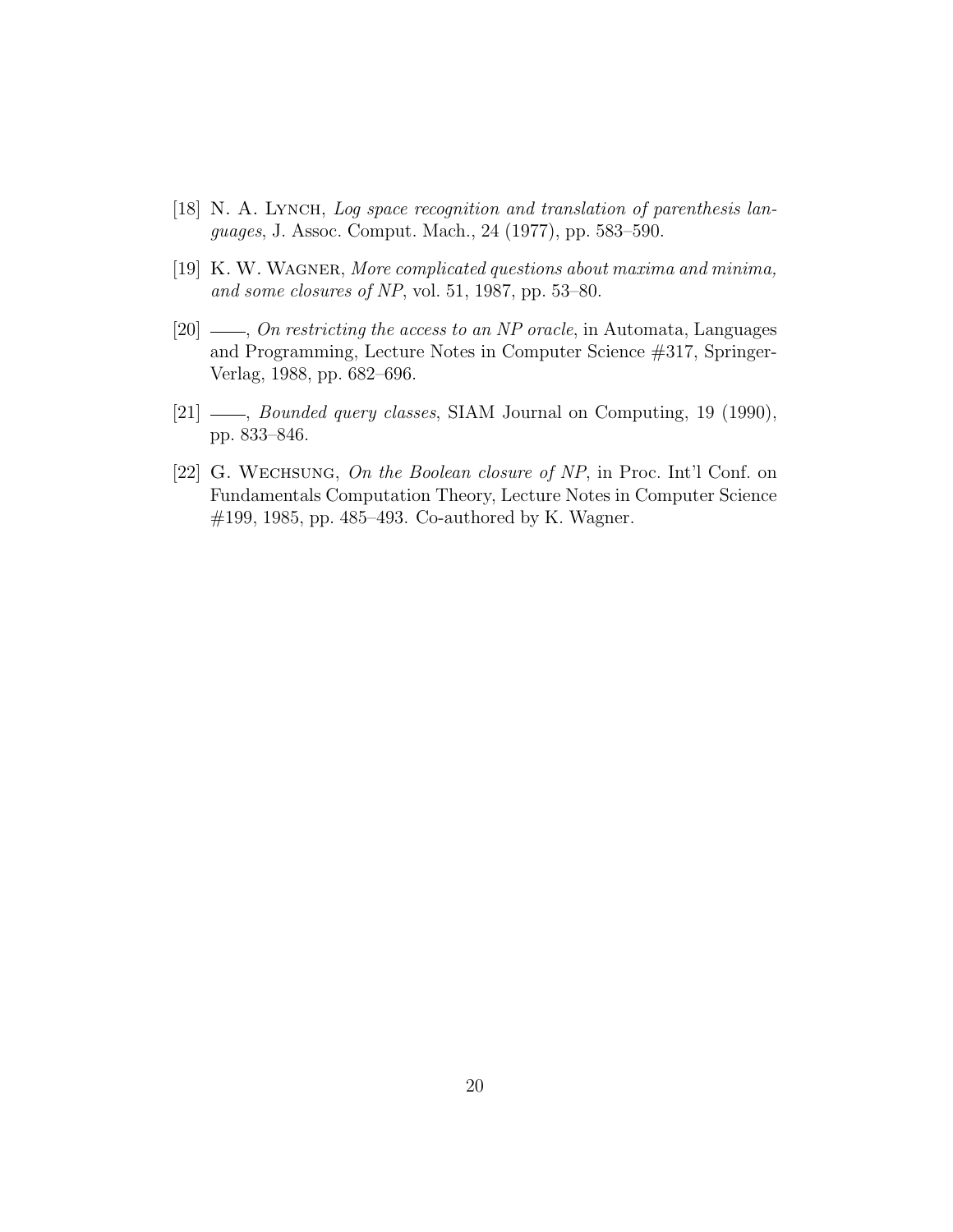[18] N. A. Lynch, *Log space recognition and translation of parenthesis languages*, J. Assoc. Comput. Mach., 24 (1977), pp. 583–590.

[19] K. W. Wagner, *More complicated questions about maxima and minima, and some closures of NP*, vol. 51, 1987, pp. 53–80.

[20] ——, *On restricting the access to an NP oracle*, in Automata, Languages and Programming, Lecture Notes in Computer Science #317, Springer-Verlag, 1988, pp. 682–696.

[21] ——, *Bounded query classes*, SIAM Journal on Computing, 19 (1990), pp. 833–846.

[22] G. Wechsung, *On the Boolean closure of NP*, in Proc. Int'l Conf. on Fundamentals Computation Theory, Lecture Notes in Computer Science #199, 1985, pp. 485–493. Co-authored by K. Wagner.